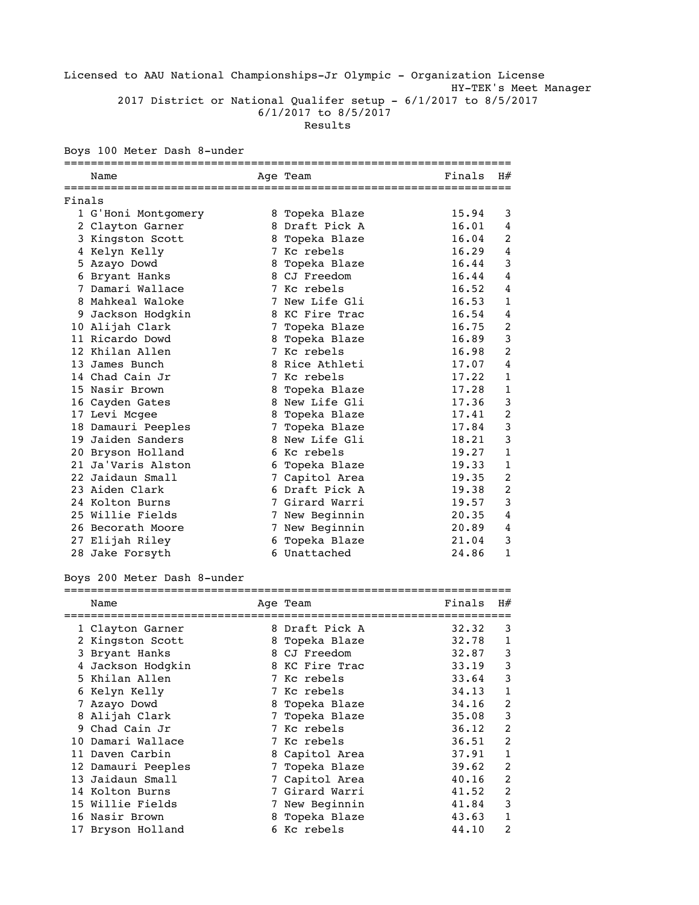Licensed to AAU National Championships-Jr Olympic - Organization License

HY-TEK's Meet Manager

2017 District or National Qualifer setup - 6/1/2017 to 8/5/2017

6/1/2017 to 8/5/2017

Results

## Boys 100 Meter Dash 8-under

Finals

| | Name | Age | Team | Finals | H# |
|---|---|---|---|---|---|
| 1 | G'Honi Montgomery | 8 | Topeka Blaze | 15.94 | 3 |
| 2 | Clayton Garner | 8 | Draft Pick A | 16.01 | 4 |
| 3 | Kingston Scott | 8 | Topeka Blaze | 16.04 | 2 |
| 4 | Kelyn Kelly | 7 | Kc rebels | 16.29 | 4 |
| 5 | Azayo Dowd | 8 | Topeka Blaze | 16.44 | 3 |
| 6 | Bryant Hanks | 8 | CJ Freedom | 16.44 | 4 |
| 7 | Damari Wallace | 7 | Kc rebels | 16.52 | 4 |
| 8 | Mahkeal Waloke | 7 | New Life Gli | 16.53 | 1 |
| 9 | Jackson Hodgkin | 8 | KC Fire Trac | 16.54 | 4 |
| 10 | Alijah Clark | 7 | Topeka Blaze | 16.75 | 2 |
| 11 | Ricardo Dowd | 8 | Topeka Blaze | 16.89 | 3 |
| 12 | Khilan Allen | 7 | Kc rebels | 16.98 | 2 |
| 13 | James Bunch | 8 | Rice Athleti | 17.07 | 4 |
| 14 | Chad Cain Jr | 7 | Kc rebels | 17.22 | 1 |
| 15 | Nasir Brown | 8 | Topeka Blaze | 17.28 | 1 |
| 16 | Cayden Gates | 8 | New Life Gli | 17.36 | 3 |
| 17 | Levi Mcgee | 8 | Topeka Blaze | 17.41 | 2 |
| 18 | Damauri Peeples | 7 | Topeka Blaze | 17.84 | 3 |
| 19 | Jaiden Sanders | 8 | New Life Gli | 18.21 | 3 |
| 20 | Bryson Holland | 6 | Kc rebels | 19.27 | 1 |
| 21 | Ja'Varis Alston | 6 | Topeka Blaze | 19.33 | 1 |
| 22 | Jaidaun Small | 7 | Capitol Area | 19.35 | 2 |
| 23 | Aiden Clark | 6 | Draft Pick A | 19.38 | 2 |
| 24 | Kolton Burns | 7 | Girard Warri | 19.57 | 3 |
| 25 | Willie Fields | 7 | New Beginnin | 20.35 | 4 |
| 26 | Becorath Moore | 7 | New Beginnin | 20.89 | 4 |
| 27 | Elijah Riley | 6 | Topeka Blaze | 21.04 | 3 |
| 28 | Jake Forsyth | 6 | Unattached | 24.86 | 1 |

## Boys 200 Meter Dash 8-under

| | Name | Age | Team | Finals | H# |
|---|---|---|---|---|---|
| 1 | Clayton Garner | 8 | Draft Pick A | 32.32 | 3 |
| 2 | Kingston Scott | 8 | Topeka Blaze | 32.78 | 1 |
| 3 | Bryant Hanks | 8 | CJ Freedom | 32.87 | 3 |
| 4 | Jackson Hodgkin | 8 | KC Fire Trac | 33.19 | 3 |
| 5 | Khilan Allen | 7 | Kc rebels | 33.64 | 3 |
| 6 | Kelyn Kelly | 7 | Kc rebels | 34.13 | 1 |
| 7 | Azayo Dowd | 8 | Topeka Blaze | 34.16 | 2 |
| 8 | Alijah Clark | 7 | Topeka Blaze | 35.08 | 3 |
| 9 | Chad Cain Jr | 7 | Kc rebels | 36.12 | 2 |
| 10 | Damari Wallace | 7 | Kc rebels | 36.51 | 2 |
| 11 | Daven Carbin | 8 | Capitol Area | 37.91 | 1 |
| 12 | Damauri Peeples | 7 | Topeka Blaze | 39.62 | 2 |
| 13 | Jaidaun Small | 7 | Capitol Area | 40.16 | 2 |
| 14 | Kolton Burns | 7 | Girard Warri | 41.52 | 2 |
| 15 | Willie Fields | 7 | New Beginnin | 41.84 | 3 |
| 16 | Nasir Brown | 8 | Topeka Blaze | 43.63 | 1 |
| 17 | Bryson Holland | 6 | Kc rebels | 44.10 | 2 |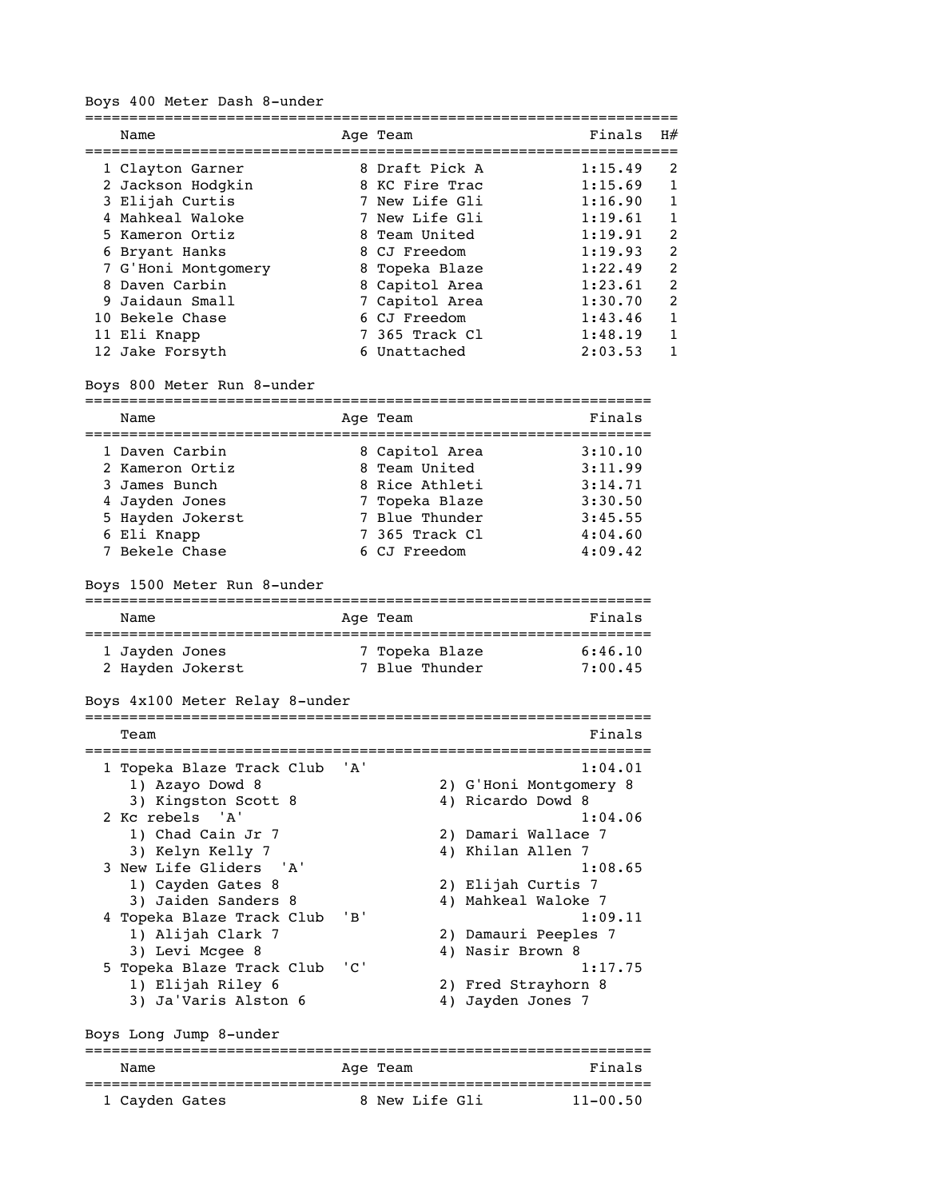## Boys 400 Meter Dash 8-under

| | Name | Age | Team | Finals | H# |
|---|---|---|---|---|---|
| 1 | Clayton Garner | 8 | Draft Pick A | 1:15.49 | 2 |
| 2 | Jackson Hodgkin | 8 | KC Fire Trac | 1:15.69 | 1 |
| 3 | Elijah Curtis | 7 | New Life Gli | 1:16.90 | 1 |
| 4 | Mahkeal Waloke | 7 | New Life Gli | 1:19.61 | 1 |
| 5 | Kameron Ortiz | 8 | Team United | 1:19.91 | 2 |
| 6 | Bryant Hanks | 8 | CJ Freedom | 1:19.93 | 2 |
| 7 | G'Honi Montgomery | 8 | Topeka Blaze | 1:22.49 | 2 |
| 8 | Daven Carbin | 8 | Capitol Area | 1:23.61 | 2 |
| 9 | Jaidaun Small | 7 | Capitol Area | 1:30.70 | 2 |
| 10 | Bekele Chase | 6 | CJ Freedom | 1:43.46 | 1 |
| 11 | Eli Knapp | 7 | 365 Track Cl | 1:48.19 | 1 |
| 12 | Jake Forsyth | 6 | Unattached | 2:03.53 | 1 |

## Boys 800 Meter Run 8-under

| | Name | Age | Team | Finals |
|---|---|---|---|---|
| 1 | Daven Carbin | 8 | Capitol Area | 3:10.10 |
| 2 | Kameron Ortiz | 8 | Team United | 3:11.99 |
| 3 | James Bunch | 8 | Rice Athleti | 3:14.71 |
| 4 | Jayden Jones | 7 | Topeka Blaze | 3:30.50 |
| 5 | Hayden Jokerst | 7 | Blue Thunder | 3:45.55 |
| 6 | Eli Knapp | 7 | 365 Track Cl | 4:04.60 |
| 7 | Bekele Chase | 6 | CJ Freedom | 4:09.42 |

## Boys 1500 Meter Run 8-under

| | Name | Age | Team | Finals |
|---|---|---|---|---|
| 1 | Jayden Jones | 7 | Topeka Blaze | 6:46.10 |
| 2 | Hayden Jokerst | 7 | Blue Thunder | 7:00.45 |

## Boys 4x100 Meter Relay 8-under

| | Team | Finals |
|---|---|---|
| 1 | Topeka Blaze Track Club 'A' | 1:04.01 |
| | 1) Azayo Dowd 8; 2) G'Honi Montgomery 8; 3) Kingston Scott 8; 4) Ricardo Dowd 8 | |
| 2 | Kc rebels 'A' | 1:04.06 |
| | 1) Chad Cain Jr 7; 2) Damari Wallace 7; 3) Kelyn Kelly 7; 4) Khilan Allen 7 | |
| 3 | New Life Gliders 'A' | 1:08.65 |
| | 1) Cayden Gates 8; 2) Elijah Curtis 7; 3) Jaiden Sanders 8; 4) Mahkeal Waloke 7 | |
| 4 | Topeka Blaze Track Club 'B' | 1:09.11 |
| | 1) Alijah Clark 7; 2) Damauri Peeples 7; 3) Levi Mcgee 8; 4) Nasir Brown 8 | |
| 5 | Topeka Blaze Track Club 'C' | 1:17.75 |
| | 1) Elijah Riley 6; 2) Fred Strayhorn 8; 3) Ja'Varis Alston 6; 4) Jayden Jones 7 | |

## Boys Long Jump 8-under

| | Name | Age | Team | Finals |
|---|---|---|---|---|
| 1 | Cayden Gates | 8 | New Life Gli | 11-00.50 |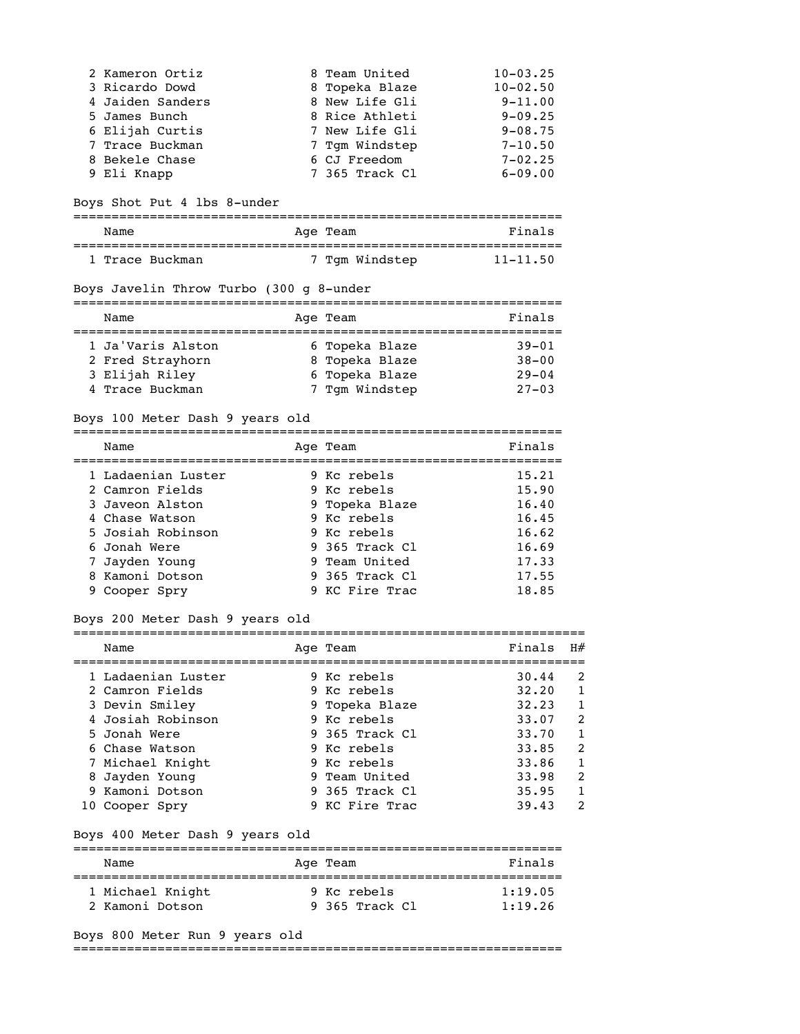| | | | |
|---|---|---|---|
| 2 | Kameron Ortiz | 8 Team United | 10-03.25 |
| 3 | Ricardo Dowd | 8 Topeka Blaze | 10-02.50 |
| 4 | Jaiden Sanders | 8 New Life Gli | 9-11.00 |
| 5 | James Bunch | 8 Rice Athleti | 9-09.25 |
| 6 | Elijah Curtis | 7 New Life Gli | 9-08.75 |
| 7 | Trace Buckman | 7 Tgm Windstep | 7-10.50 |
| 8 | Bekele Chase | 6 CJ Freedom | 7-02.25 |
| 9 | Eli Knapp | 7 365 Track Cl | 6-09.00 |

## Boys Shot Put 4 lbs 8-under

| | Name | Age Team | Finals |
|---|---|---|---|
| 1 | Trace Buckman | 7 Tgm Windstep | 11-11.50 |

## Boys Javelin Throw Turbo (300 g 8-under

| | Name | Age Team | Finals |
|---|---|---|---|
| 1 | Ja'Varis Alston | 6 Topeka Blaze | 39-01 |
| 2 | Fred Strayhorn | 8 Topeka Blaze | 38-00 |
| 3 | Elijah Riley | 6 Topeka Blaze | 29-04 |
| 4 | Trace Buckman | 7 Tgm Windstep | 27-03 |

## Boys 100 Meter Dash 9 years old

| | Name | Age Team | Finals |
|---|---|---|---|
| 1 | Ladaenian Luster | 9 Kc rebels | 15.21 |
| 2 | Camron Fields | 9 Kc rebels | 15.90 |
| 3 | Javeon Alston | 9 Topeka Blaze | 16.40 |
| 4 | Chase Watson | 9 Kc rebels | 16.45 |
| 5 | Josiah Robinson | 9 Kc rebels | 16.62 |
| 6 | Jonah Were | 9 365 Track Cl | 16.69 |
| 7 | Jayden Young | 9 Team United | 17.33 |
| 8 | Kamoni Dotson | 9 365 Track Cl | 17.55 |
| 9 | Cooper Spry | 9 KC Fire Trac | 18.85 |

## Boys 200 Meter Dash 9 years old

| | Name | Age Team | Finals | H# |
|---|---|---|---|---|
| 1 | Ladaenian Luster | 9 Kc rebels | 30.44 | 2 |
| 2 | Camron Fields | 9 Kc rebels | 32.20 | 1 |
| 3 | Devin Smiley | 9 Topeka Blaze | 32.23 | 1 |
| 4 | Josiah Robinson | 9 Kc rebels | 33.07 | 2 |
| 5 | Jonah Were | 9 365 Track Cl | 33.70 | 1 |
| 6 | Chase Watson | 9 Kc rebels | 33.85 | 2 |
| 7 | Michael Knight | 9 Kc rebels | 33.86 | 1 |
| 8 | Jayden Young | 9 Team United | 33.98 | 2 |
| 9 | Kamoni Dotson | 9 365 Track Cl | 35.95 | 1 |
| 10 | Cooper Spry | 9 KC Fire Trac | 39.43 | 2 |

## Boys 400 Meter Dash 9 years old

| | Name | Age Team | Finals |
|---|---|---|---|
| 1 | Michael Knight | 9 Kc rebels | 1:19.05 |
| 2 | Kamoni Dotson | 9 365 Track Cl | 1:19.26 |

## Boys 800 Meter Run 9 years old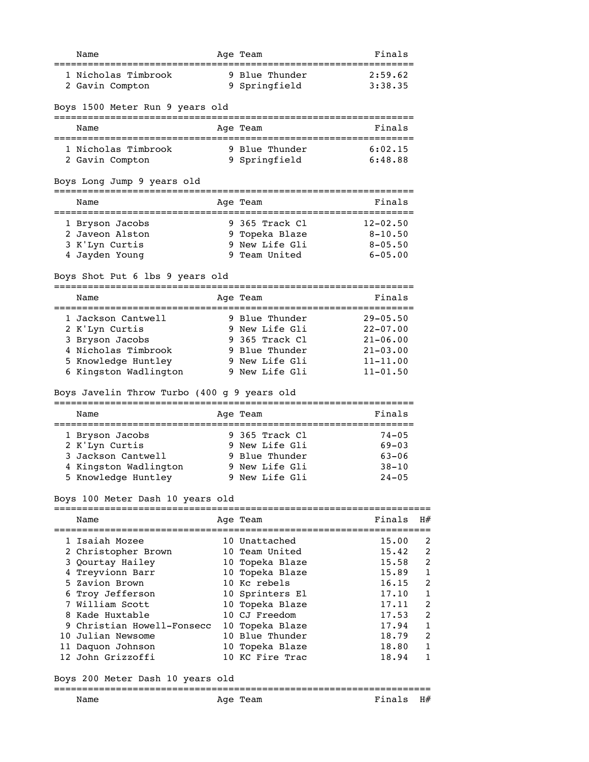| | Name | Age | Team | Finals |
|---|---|---|---|---|
| 1 | Nicholas Timbrook | 9 | Blue Thunder | 2:59.62 |
| 2 | Gavin Compton | 9 | Springfield | 3:38.35 |

## Boys 1500 Meter Run 9 years old

| | Name | Age | Team | Finals |
|---|---|---|---|---|
| 1 | Nicholas Timbrook | 9 | Blue Thunder | 6:02.15 |
| 2 | Gavin Compton | 9 | Springfield | 6:48.88 |

## Boys Long Jump 9 years old

| | Name | Age | Team | Finals |
|---|---|---|---|---|
| 1 | Bryson Jacobs | 9 | 365 Track Cl | 12-02.50 |
| 2 | Javeon Alston | 9 | Topeka Blaze | 8-10.50 |
| 3 | K'Lyn Curtis | 9 | New Life Gli | 8-05.50 |
| 4 | Jayden Young | 9 | Team United | 6-05.00 |

## Boys Shot Put 6 lbs 9 years old

| | Name | Age | Team | Finals |
|---|---|---|---|---|
| 1 | Jackson Cantwell | 9 | Blue Thunder | 29-05.50 |
| 2 | K'Lyn Curtis | 9 | New Life Gli | 22-07.00 |
| 3 | Bryson Jacobs | 9 | 365 Track Cl | 21-06.00 |
| 4 | Nicholas Timbrook | 9 | Blue Thunder | 21-03.00 |
| 5 | Knowledge Huntley | 9 | New Life Gli | 11-11.00 |
| 6 | Kingston Wadlington | 9 | New Life Gli | 11-01.50 |

## Boys Javelin Throw Turbo (400 g 9 years old

| | Name | Age | Team | Finals |
|---|---|---|---|---|
| 1 | Bryson Jacobs | 9 | 365 Track Cl | 74-05 |
| 2 | K'Lyn Curtis | 9 | New Life Gli | 69-03 |
| 3 | Jackson Cantwell | 9 | Blue Thunder | 63-06 |
| 4 | Kingston Wadlington | 9 | New Life Gli | 38-10 |
| 5 | Knowledge Huntley | 9 | New Life Gli | 24-05 |

## Boys 100 Meter Dash 10 years old

| | Name | Age | Team | Finals | H# |
|---|---|---|---|---|---|
| 1 | Isaiah Mozee | 10 | Unattached | 15.00 | 2 |
| 2 | Christopher Brown | 10 | Team United | 15.42 | 2 |
| 3 | Qourtay Hailey | 10 | Topeka Blaze | 15.58 | 2 |
| 4 | Treyvionn Barr | 10 | Topeka Blaze | 15.89 | 1 |
| 5 | Zavion Brown | 10 | Kc rebels | 16.15 | 2 |
| 6 | Troy Jefferson | 10 | Sprinters El | 17.10 | 1 |
| 7 | William Scott | 10 | Topeka Blaze | 17.11 | 2 |
| 8 | Kade Huxtable | 10 | CJ Freedom | 17.53 | 2 |
| 9 | Christian Howell-Fonsecc | 10 | Topeka Blaze | 17.94 | 1 |
| 10 | Julian Newsome | 10 | Blue Thunder | 18.79 | 2 |
| 11 | Daquon Johnson | 10 | Topeka Blaze | 18.80 | 1 |
| 12 | John Grizzoffi | 10 | KC Fire Trac | 18.94 | 1 |

## Boys 200 Meter Dash 10 years old

| | Name | Age | Team | Finals | H# |
|---|---|---|---|---|---|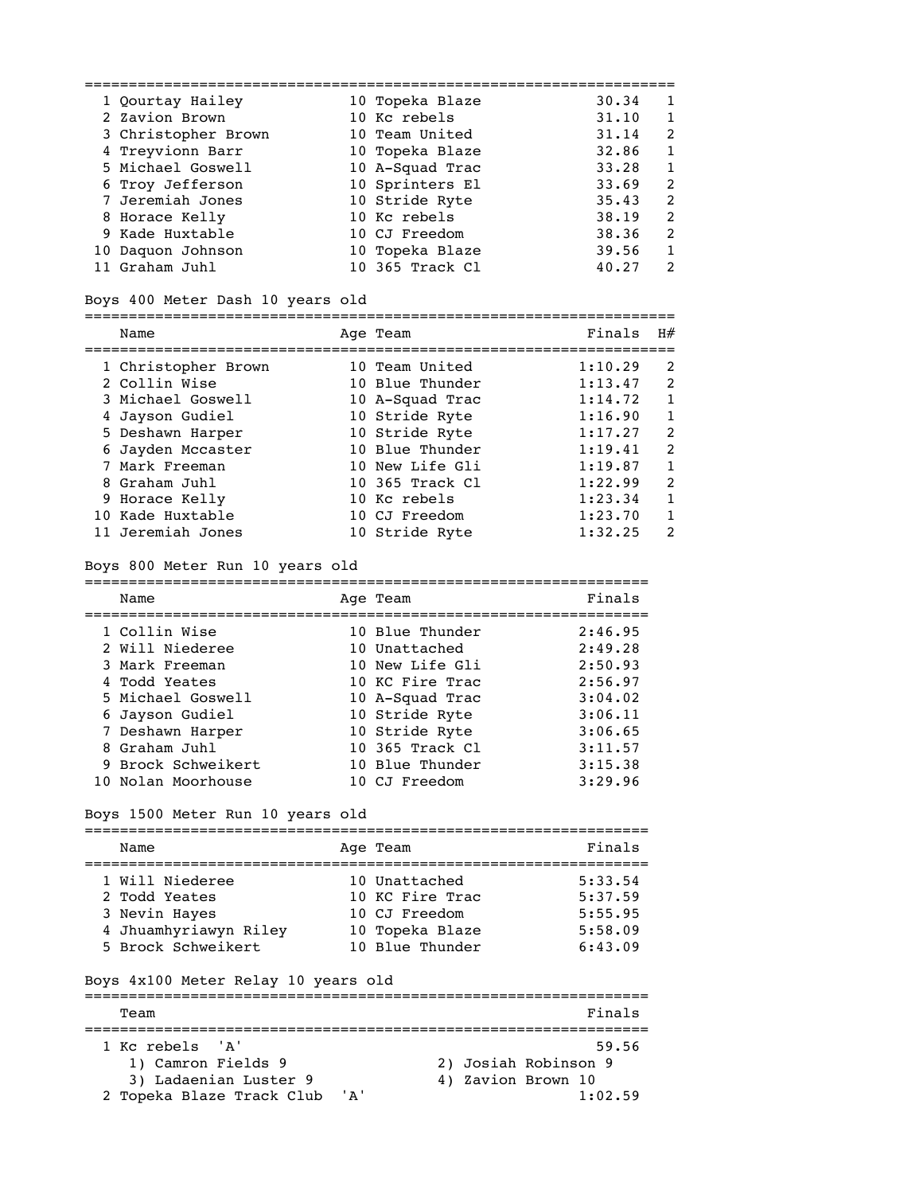| | | | | | |
|---|---|---|---|---|---|
| 1 | Qourtay Hailey | 10 | Topeka Blaze | 30.34 | 1 |
| 2 | Zavion Brown | 10 | Kc rebels | 31.10 | 1 |
| 3 | Christopher Brown | 10 | Team United | 31.14 | 2 |
| 4 | Treyvionn Barr | 10 | Topeka Blaze | 32.86 | 1 |
| 5 | Michael Goswell | 10 | A-Squad Trac | 33.28 | 1 |
| 6 | Troy Jefferson | 10 | Sprinters El | 33.69 | 2 |
| 7 | Jeremiah Jones | 10 | Stride Ryte | 35.43 | 2 |
| 8 | Horace Kelly | 10 | Kc rebels | 38.19 | 2 |
| 9 | Kade Huxtable | 10 | CJ Freedom | 38.36 | 2 |
| 10 | Daquon Johnson | 10 | Topeka Blaze | 39.56 | 1 |
| 11 | Graham Juhl | 10 | 365 Track Cl | 40.27 | 2 |

## Boys 400 Meter Dash 10 years old

| | Name | Age | Team | Finals | H# |
|---|---|---|---|---|---|
| 1 | Christopher Brown | 10 | Team United | 1:10.29 | 2 |
| 2 | Collin Wise | 10 | Blue Thunder | 1:13.47 | 2 |
| 3 | Michael Goswell | 10 | A-Squad Trac | 1:14.72 | 1 |
| 4 | Jayson Gudiel | 10 | Stride Ryte | 1:16.90 | 1 |
| 5 | Deshawn Harper | 10 | Stride Ryte | 1:17.27 | 2 |
| 6 | Jayden Mccaster | 10 | Blue Thunder | 1:19.41 | 2 |
| 7 | Mark Freeman | 10 | New Life Gli | 1:19.87 | 1 |
| 8 | Graham Juhl | 10 | 365 Track Cl | 1:22.99 | 2 |
| 9 | Horace Kelly | 10 | Kc rebels | 1:23.34 | 1 |
| 10 | Kade Huxtable | 10 | CJ Freedom | 1:23.70 | 1 |
| 11 | Jeremiah Jones | 10 | Stride Ryte | 1:32.25 | 2 |

## Boys 800 Meter Run 10 years old

| | Name | Age | Team | Finals |
|---|---|---|---|---|
| 1 | Collin Wise | 10 | Blue Thunder | 2:46.95 |
| 2 | Will Niederee | 10 | Unattached | 2:49.28 |
| 3 | Mark Freeman | 10 | New Life Gli | 2:50.93 |
| 4 | Todd Yeates | 10 | KC Fire Trac | 2:56.97 |
| 5 | Michael Goswell | 10 | A-Squad Trac | 3:04.02 |
| 6 | Jayson Gudiel | 10 | Stride Ryte | 3:06.11 |
| 7 | Deshawn Harper | 10 | Stride Ryte | 3:06.65 |
| 8 | Graham Juhl | 10 | 365 Track Cl | 3:11.57 |
| 9 | Brock Schweikert | 10 | Blue Thunder | 3:15.38 |
| 10 | Nolan Moorhouse | 10 | CJ Freedom | 3:29.96 |

## Boys 1500 Meter Run 10 years old

| | Name | Age | Team | Finals |
|---|---|---|---|---|
| 1 | Will Niederee | 10 | Unattached | 5:33.54 |
| 2 | Todd Yeates | 10 | KC Fire Trac | 5:37.59 |
| 3 | Nevin Hayes | 10 | CJ Freedom | 5:55.95 |
| 4 | Jhuamhyriawyn Riley | 10 | Topeka Blaze | 5:58.09 |
| 5 | Brock Schweikert | 10 | Blue Thunder | 6:43.09 |

## Boys 4x100 Meter Relay 10 years old

| | Team | Finals |
|---|---|---|
| 1 | Kc rebels 'A' | 59.56 |
| | 1) Camron Fields 9; 2) Josiah Robinson 9; 3) Ladaenian Luster 9; 4) Zavion Brown 10 | |
| 2 | Topeka Blaze Track Club 'A' | 1:02.59 |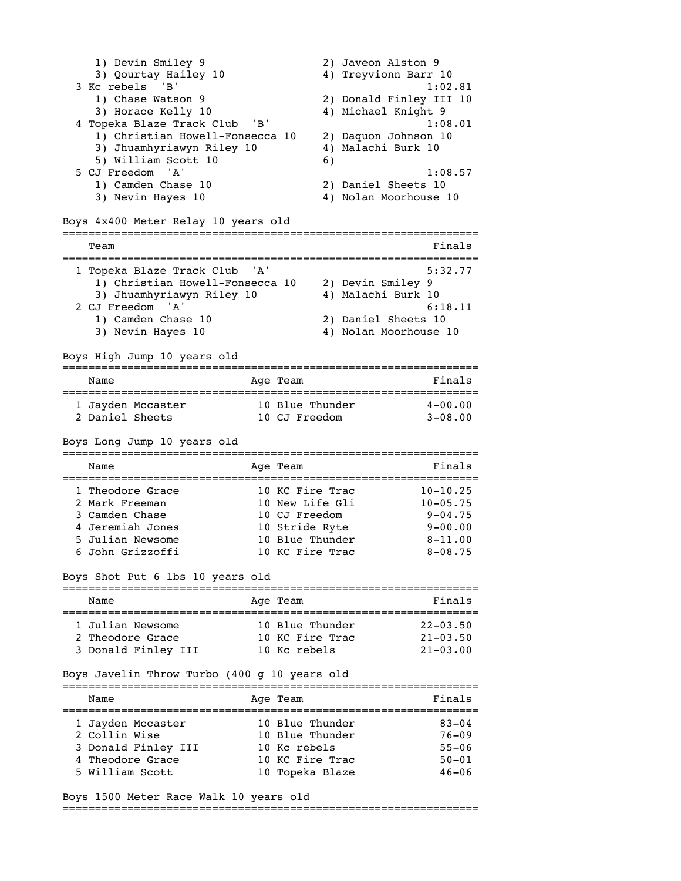1) Devin Smiley 9 — 2) Javeon Alston 9
3) Qourtay Hailey 10 — 4) Treyvionn Barr 10

3 Kc rebels 'B' — 1:02.81
1) Chase Watson 9 — 2) Donald Finley III 10
3) Horace Kelly 10 — 4) Michael Knight 9

4 Topeka Blaze Track Club 'B' — 1:08.01
1) Christian Howell-Fonsecca 10 — 2) Daquon Johnson 10
3) Jhuamhyriawyn Riley 10 — 4) Malachi Burk 10
5) William Scott 10 — 6)

5 CJ Freedom 'A' — 1:08.57
1) Camden Chase 10 — 2) Daniel Sheets 10
3) Nevin Hayes 10 — 4) Nolan Moorhouse 10

## Boys 4x400 Meter Relay 10 years old

| | Team | Finals |
|---|---|---|
| 1 | Topeka Blaze Track Club 'A' | 5:32.77 |
| | 1) Christian Howell-Fonsecca 10, 2) Devin Smiley 9, 3) Jhuamhyriawyn Riley 10, 4) Malachi Burk 10 | |
| 2 | CJ Freedom 'A' | 6:18.11 |
| | 1) Camden Chase 10, 2) Daniel Sheets 10, 3) Nevin Hayes 10, 4) Nolan Moorhouse 10 | |

## Boys High Jump 10 years old

| | Name | Age | Team | Finals |
|---|---|---|---|---|
| 1 | Jayden Mccaster | 10 | Blue Thunder | 4-00.00 |
| 2 | Daniel Sheets | 10 | CJ Freedom | 3-08.00 |

## Boys Long Jump 10 years old

| | Name | Age | Team | Finals |
|---|---|---|---|---|
| 1 | Theodore Grace | 10 | KC Fire Trac | 10-10.25 |
| 2 | Mark Freeman | 10 | New Life Gli | 10-05.75 |
| 3 | Camden Chase | 10 | CJ Freedom | 9-04.75 |
| 4 | Jeremiah Jones | 10 | Stride Ryte | 9-00.00 |
| 5 | Julian Newsome | 10 | Blue Thunder | 8-11.00 |
| 6 | John Grizzoffi | 10 | KC Fire Trac | 8-08.75 |

## Boys Shot Put 6 lbs 10 years old

| | Name | Age | Team | Finals |
|---|---|---|---|---|
| 1 | Julian Newsome | 10 | Blue Thunder | 22-03.50 |
| 2 | Theodore Grace | 10 | KC Fire Trac | 21-03.50 |
| 3 | Donald Finley III | 10 | Kc rebels | 21-03.00 |

## Boys Javelin Throw Turbo (400 g 10 years old

| | Name | Age | Team | Finals |
|---|---|---|---|---|
| 1 | Jayden Mccaster | 10 | Blue Thunder | 83-04 |
| 2 | Collin Wise | 10 | Blue Thunder | 76-09 |
| 3 | Donald Finley III | 10 | Kc rebels | 55-06 |
| 4 | Theodore Grace | 10 | KC Fire Trac | 50-01 |
| 5 | William Scott | 10 | Topeka Blaze | 46-06 |

## Boys 1500 Meter Race Walk 10 years old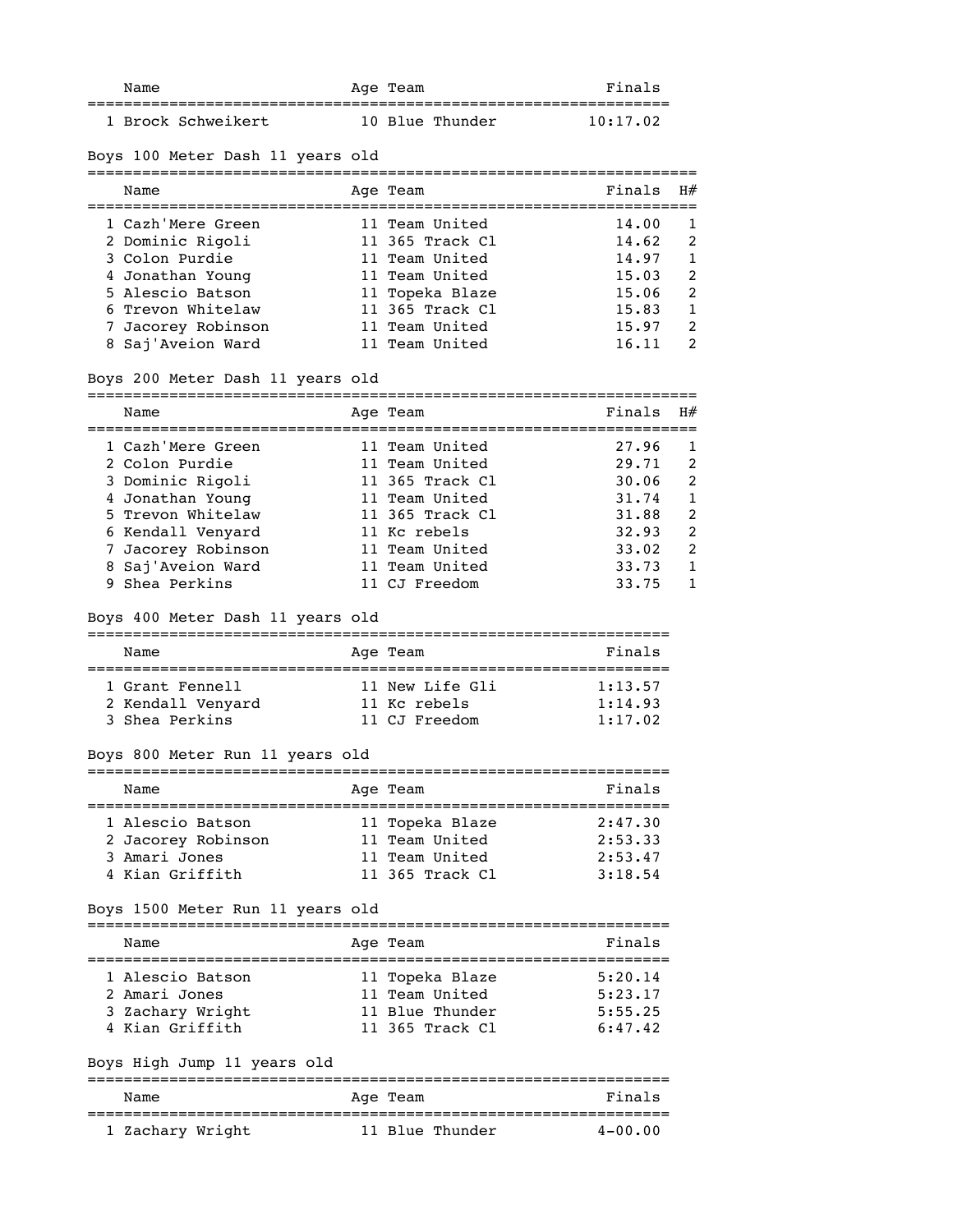| | Name | Age | Team | Finals |
|---|---|---|---|---|
| 1 | Brock Schweikert | 10 | Blue Thunder | 10:17.02 |

### Boys 100 Meter Dash 11 years old

| | Name | Age | Team | Finals | H# |
|---|---|---|---|---|---|
| 1 | Cazh'Mere Green | 11 | Team United | 14.00 | 1 |
| 2 | Dominic Rigoli | 11 | 365 Track Cl | 14.62 | 2 |
| 3 | Colon Purdie | 11 | Team United | 14.97 | 1 |
| 4 | Jonathan Young | 11 | Team United | 15.03 | 2 |
| 5 | Alescio Batson | 11 | Topeka Blaze | 15.06 | 2 |
| 6 | Trevon Whitelaw | 11 | 365 Track Cl | 15.83 | 1 |
| 7 | Jacorey Robinson | 11 | Team United | 15.97 | 2 |
| 8 | Saj'Aveion Ward | 11 | Team United | 16.11 | 2 |

### Boys 200 Meter Dash 11 years old

| | Name | Age | Team | Finals | H# |
|---|---|---|---|---|---|
| 1 | Cazh'Mere Green | 11 | Team United | 27.96 | 1 |
| 2 | Colon Purdie | 11 | Team United | 29.71 | 2 |
| 3 | Dominic Rigoli | 11 | 365 Track Cl | 30.06 | 2 |
| 4 | Jonathan Young | 11 | Team United | 31.74 | 1 |
| 5 | Trevon Whitelaw | 11 | 365 Track Cl | 31.88 | 2 |
| 6 | Kendall Venyard | 11 | Kc rebels | 32.93 | 2 |
| 7 | Jacorey Robinson | 11 | Team United | 33.02 | 2 |
| 8 | Saj'Aveion Ward | 11 | Team United | 33.73 | 1 |
| 9 | Shea Perkins | 11 | CJ Freedom | 33.75 | 1 |

### Boys 400 Meter Dash 11 years old

| | Name | Age | Team | Finals |
|---|---|---|---|---|
| 1 | Grant Fennell | 11 | New Life Gli | 1:13.57 |
| 2 | Kendall Venyard | 11 | Kc rebels | 1:14.93 |
| 3 | Shea Perkins | 11 | CJ Freedom | 1:17.02 |

### Boys 800 Meter Run 11 years old

| | Name | Age | Team | Finals |
|---|---|---|---|---|
| 1 | Alescio Batson | 11 | Topeka Blaze | 2:47.30 |
| 2 | Jacorey Robinson | 11 | Team United | 2:53.33 |
| 3 | Amari Jones | 11 | Team United | 2:53.47 |
| 4 | Kian Griffith | 11 | 365 Track Cl | 3:18.54 |

### Boys 1500 Meter Run 11 years old

| | Name | Age | Team | Finals |
|---|---|---|---|---|
| 1 | Alescio Batson | 11 | Topeka Blaze | 5:20.14 |
| 2 | Amari Jones | 11 | Team United | 5:23.17 |
| 3 | Zachary Wright | 11 | Blue Thunder | 5:55.25 |
| 4 | Kian Griffith | 11 | 365 Track Cl | 6:47.42 |

### Boys High Jump 11 years old

| | Name | Age | Team | Finals |
|---|---|---|---|---|
| 1 | Zachary Wright | 11 | Blue Thunder | 4-00.00 |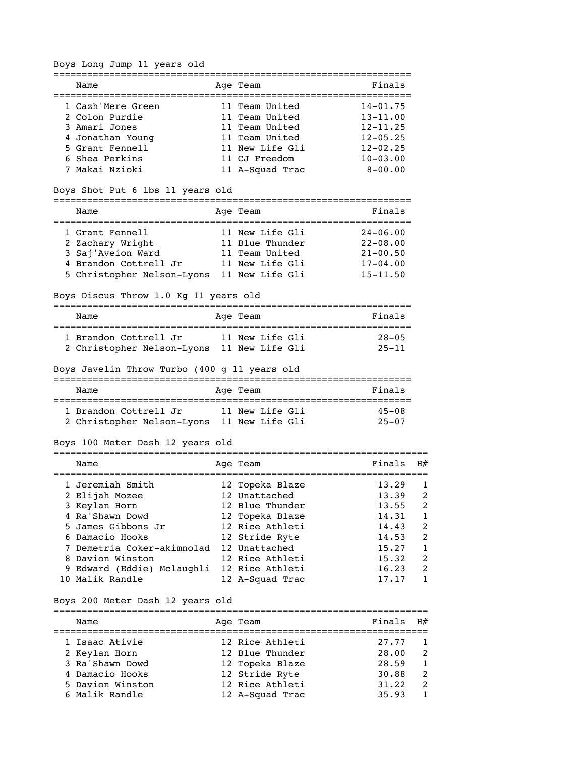### Boys Long Jump 11 years old

| | Name | Age | Team | Finals |
|---|---|---|---|---|
| 1 | Cazh'Mere Green | 11 | Team United | 14-01.75 |
| 2 | Colon Purdie | 11 | Team United | 13-11.00 |
| 3 | Amari Jones | 11 | Team United | 12-11.25 |
| 4 | Jonathan Young | 11 | Team United | 12-05.25 |
| 5 | Grant Fennell | 11 | New Life Gli | 12-02.25 |
| 6 | Shea Perkins | 11 | CJ Freedom | 10-03.00 |
| 7 | Makai Nzioki | 11 | A-Squad Trac | 8-00.00 |

### Boys Shot Put 6 lbs 11 years old

| | Name | Age | Team | Finals |
|---|---|---|---|---|
| 1 | Grant Fennell | 11 | New Life Gli | 24-06.00 |
| 2 | Zachary Wright | 11 | Blue Thunder | 22-08.00 |
| 3 | Saj'Aveion Ward | 11 | Team United | 21-00.50 |
| 4 | Brandon Cottrell Jr | 11 | New Life Gli | 17-04.00 |
| 5 | Christopher Nelson-Lyons | 11 | New Life Gli | 15-11.50 |

### Boys Discus Throw 1.0 Kg 11 years old

| | Name | Age | Team | Finals |
|---|---|---|---|---|
| 1 | Brandon Cottrell Jr | 11 | New Life Gli | 28-05 |
| 2 | Christopher Nelson-Lyons | 11 | New Life Gli | 25-11 |

### Boys Javelin Throw Turbo (400 g 11 years old

| | Name | Age | Team | Finals |
|---|---|---|---|---|
| 1 | Brandon Cottrell Jr | 11 | New Life Gli | 45-08 |
| 2 | Christopher Nelson-Lyons | 11 | New Life Gli | 25-07 |

### Boys 100 Meter Dash 12 years old

| | Name | Age | Team | Finals | H# |
|---|---|---|---|---|---|
| 1 | Jeremiah Smith | 12 | Topeka Blaze | 13.29 | 1 |
| 2 | Elijah Mozee | 12 | Unattached | 13.39 | 2 |
| 3 | Keylan Horn | 12 | Blue Thunder | 13.55 | 2 |
| 4 | Ra'Shawn Dowd | 12 | Topeka Blaze | 14.31 | 1 |
| 5 | James Gibbons Jr | 12 | Rice Athleti | 14.43 | 2 |
| 6 | Damacio Hooks | 12 | Stride Ryte | 14.53 | 2 |
| 7 | Demetria Coker-akimnolad | 12 | Unattached | 15.27 | 1 |
| 8 | Davion Winston | 12 | Rice Athleti | 15.32 | 2 |
| 9 | Edward (Eddie) Mclaughli | 12 | Rice Athleti | 16.23 | 2 |
| 10 | Malik Randle | 12 | A-Squad Trac | 17.17 | 1 |

### Boys 200 Meter Dash 12 years old

| | Name | Age | Team | Finals | H# |
|---|---|---|---|---|---|
| 1 | Isaac Ativie | 12 | Rice Athleti | 27.77 | 1 |
| 2 | Keylan Horn | 12 | Blue Thunder | 28.00 | 2 |
| 3 | Ra'Shawn Dowd | 12 | Topeka Blaze | 28.59 | 1 |
| 4 | Damacio Hooks | 12 | Stride Ryte | 30.88 | 2 |
| 5 | Davion Winston | 12 | Rice Athleti | 31.22 | 2 |
| 6 | Malik Randle | 12 | A-Squad Trac | 35.93 | 1 |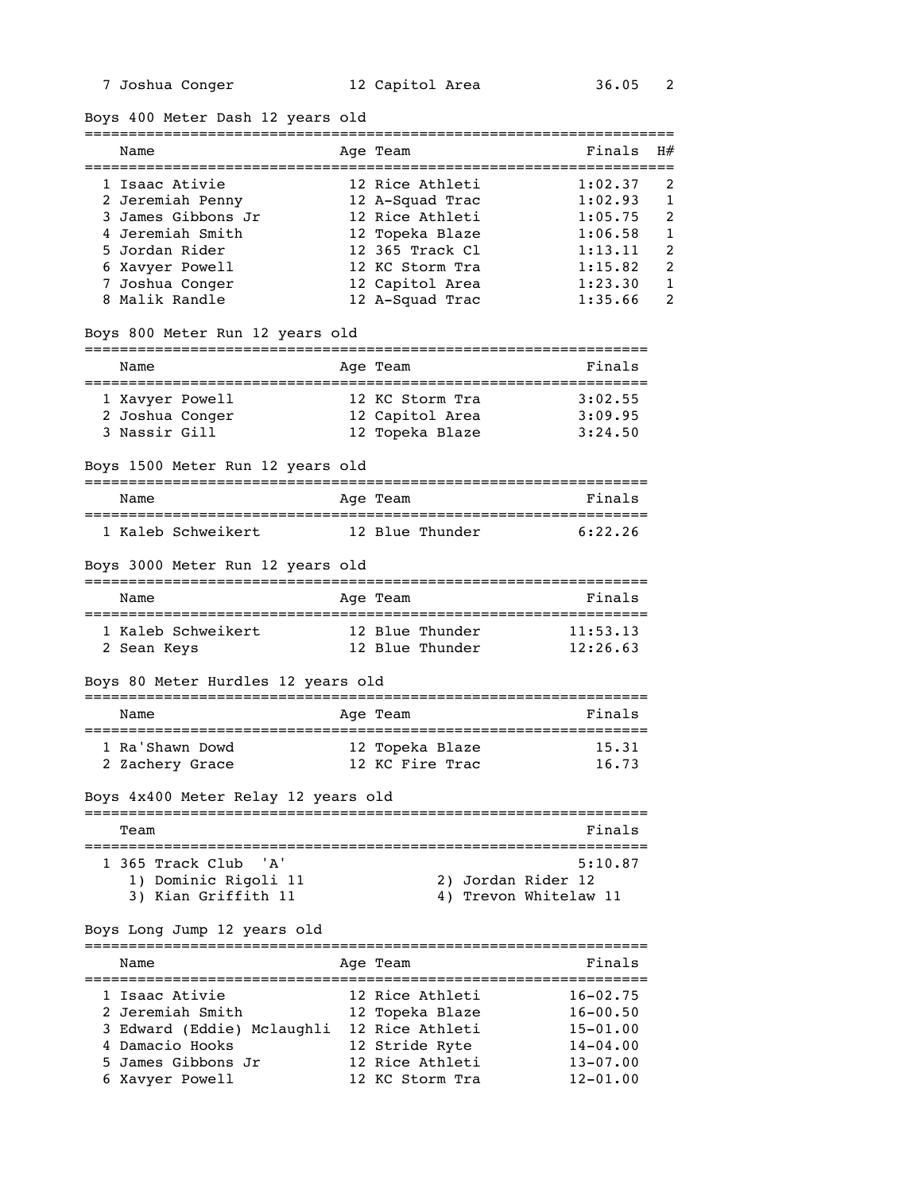| | | | | |
|---|---|---|---|---|
| 7 Joshua Conger | 12 | Capitol Area | 36.05 | 2 |

### Boys 400 Meter Dash 12 years old

| | Name | Age | Team | Finals | H# |
|---|---|---|---|---|---|
| 1 | Isaac Ativie | 12 | Rice Athleti | 1:02.37 | 2 |
| 2 | Jeremiah Penny | 12 | A-Squad Trac | 1:02.93 | 1 |
| 3 | James Gibbons Jr | 12 | Rice Athleti | 1:05.75 | 2 |
| 4 | Jeremiah Smith | 12 | Topeka Blaze | 1:06.58 | 1 |
| 5 | Jordan Rider | 12 | 365 Track Cl | 1:13.11 | 2 |
| 6 | Xavyer Powell | 12 | KC Storm Tra | 1:15.82 | 2 |
| 7 | Joshua Conger | 12 | Capitol Area | 1:23.30 | 1 |
| 8 | Malik Randle | 12 | A-Squad Trac | 1:35.66 | 2 |

### Boys 800 Meter Run 12 years old

| | Name | Age | Team | Finals |
|---|---|---|---|---|
| 1 | Xavyer Powell | 12 | KC Storm Tra | 3:02.55 |
| 2 | Joshua Conger | 12 | Capitol Area | 3:09.95 |
| 3 | Nassir Gill | 12 | Topeka Blaze | 3:24.50 |

### Boys 1500 Meter Run 12 years old

| | Name | Age | Team | Finals |
|---|---|---|---|---|
| 1 | Kaleb Schweikert | 12 | Blue Thunder | 6:22.26 |

### Boys 3000 Meter Run 12 years old

| | Name | Age | Team | Finals |
|---|---|---|---|---|
| 1 | Kaleb Schweikert | 12 | Blue Thunder | 11:53.13 |
| 2 | Sean Keys | 12 | Blue Thunder | 12:26.63 |

### Boys 80 Meter Hurdles 12 years old

| | Name | Age | Team | Finals |
|---|---|---|---|---|
| 1 | Ra'Shawn Dowd | 12 | Topeka Blaze | 15.31 |
| 2 | Zachery Grace | 12 | KC Fire Trac | 16.73 |

### Boys 4x400 Meter Relay 12 years old

| | Team | Finals |
|---|---|---|
| 1 | 365 Track Club 'A' | 5:10.87 |
| | 1) Dominic Rigoli 11, 2) Jordan Rider 12, 3) Kian Griffith 11, 4) Trevon Whitelaw 11 | |

### Boys Long Jump 12 years old

| | Name | Age | Team | Finals |
|---|---|---|---|---|
| 1 | Isaac Ativie | 12 | Rice Athleti | 16-02.75 |
| 2 | Jeremiah Smith | 12 | Topeka Blaze | 16-00.50 |
| 3 | Edward (Eddie) Mclaughli | 12 | Rice Athleti | 15-01.00 |
| 4 | Damacio Hooks | 12 | Stride Ryte | 14-04.00 |
| 5 | James Gibbons Jr | 12 | Rice Athleti | 13-07.00 |
| 6 | Xavyer Powell | 12 | KC Storm Tra | 12-01.00 |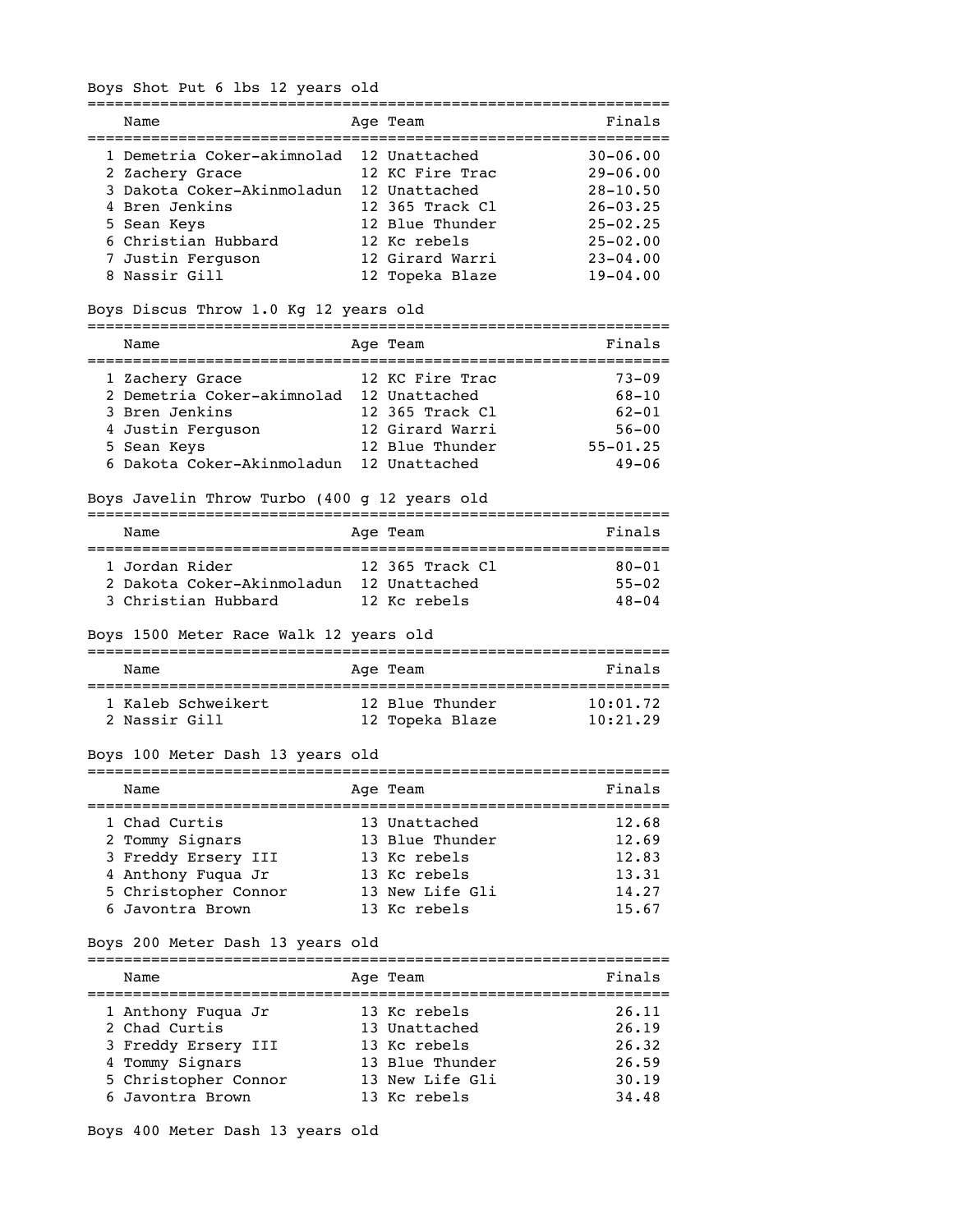## Boys Shot Put 6 lbs 12 years old

| | Name | Age | Team | Finals |
|---|---|---|---|---|
| 1 | Demetria Coker-akimnolad | 12 | Unattached | 30-06.00 |
| 2 | Zachery Grace | 12 | KC Fire Trac | 29-06.00 |
| 3 | Dakota Coker-Akinmoladun | 12 | Unattached | 28-10.50 |
| 4 | Bren Jenkins | 12 | 365 Track Cl | 26-03.25 |
| 5 | Sean Keys | 12 | Blue Thunder | 25-02.25 |
| 6 | Christian Hubbard | 12 | Kc rebels | 25-02.00 |
| 7 | Justin Ferguson | 12 | Girard Warri | 23-04.00 |
| 8 | Nassir Gill | 12 | Topeka Blaze | 19-04.00 |

## Boys Discus Throw 1.0 Kg 12 years old

| | Name | Age | Team | Finals |
|---|---|---|---|---|
| 1 | Zachery Grace | 12 | KC Fire Trac | 73-09 |
| 2 | Demetria Coker-akimnolad | 12 | Unattached | 68-10 |
| 3 | Bren Jenkins | 12 | 365 Track Cl | 62-01 |
| 4 | Justin Ferguson | 12 | Girard Warri | 56-00 |
| 5 | Sean Keys | 12 | Blue Thunder | 55-01.25 |
| 6 | Dakota Coker-Akinmoladun | 12 | Unattached | 49-06 |

## Boys Javelin Throw Turbo (400 g 12 years old

| | Name | Age | Team | Finals |
|---|---|---|---|---|
| 1 | Jordan Rider | 12 | 365 Track Cl | 80-01 |
| 2 | Dakota Coker-Akinmoladun | 12 | Unattached | 55-02 |
| 3 | Christian Hubbard | 12 | Kc rebels | 48-04 |

## Boys 1500 Meter Race Walk 12 years old

| | Name | Age | Team | Finals |
|---|---|---|---|---|
| 1 | Kaleb Schweikert | 12 | Blue Thunder | 10:01.72 |
| 2 | Nassir Gill | 12 | Topeka Blaze | 10:21.29 |

## Boys 100 Meter Dash 13 years old

| | Name | Age | Team | Finals |
|---|---|---|---|---|
| 1 | Chad Curtis | 13 | Unattached | 12.68 |
| 2 | Tommy Signars | 13 | Blue Thunder | 12.69 |
| 3 | Freddy Ersery III | 13 | Kc rebels | 12.83 |
| 4 | Anthony Fuqua Jr | 13 | Kc rebels | 13.31 |
| 5 | Christopher Connor | 13 | New Life Gli | 14.27 |
| 6 | Javontra Brown | 13 | Kc rebels | 15.67 |

## Boys 200 Meter Dash 13 years old

| | Name | Age | Team | Finals |
|---|---|---|---|---|
| 1 | Anthony Fuqua Jr | 13 | Kc rebels | 26.11 |
| 2 | Chad Curtis | 13 | Unattached | 26.19 |
| 3 | Freddy Ersery III | 13 | Kc rebels | 26.32 |
| 4 | Tommy Signars | 13 | Blue Thunder | 26.59 |
| 5 | Christopher Connor | 13 | New Life Gli | 30.19 |
| 6 | Javontra Brown | 13 | Kc rebels | 34.48 |

## Boys 400 Meter Dash 13 years old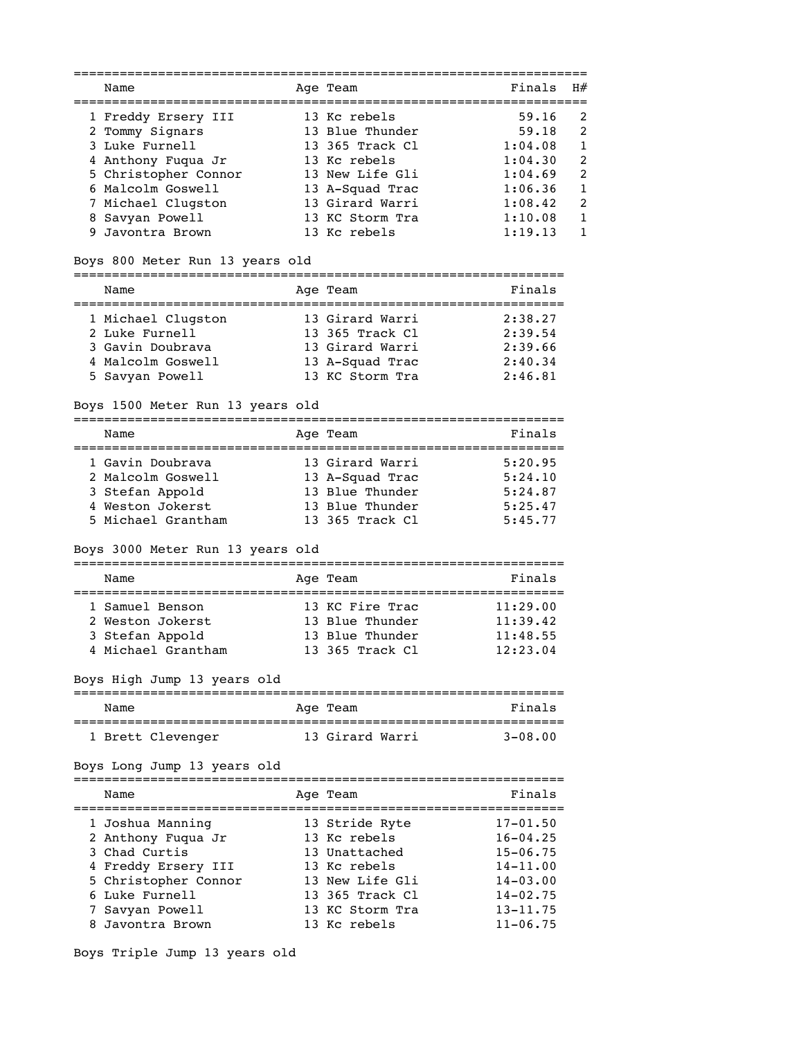| | Name | Age | Team | Finals | H# |
|---|---|---|---|---|---|
| 1 | Freddy Ersery III | 13 | Kc rebels | 59.16 | 2 |
| 2 | Tommy Signars | 13 | Blue Thunder | 59.18 | 2 |
| 3 | Luke Furnell | 13 | 365 Track Cl | 1:04.08 | 1 |
| 4 | Anthony Fuqua Jr | 13 | Kc rebels | 1:04.30 | 2 |
| 5 | Christopher Connor | 13 | New Life Gli | 1:04.69 | 2 |
| 6 | Malcolm Goswell | 13 | A-Squad Trac | 1:06.36 | 1 |
| 7 | Michael Clugston | 13 | Girard Warri | 1:08.42 | 2 |
| 8 | Savyan Powell | 13 | KC Storm Tra | 1:10.08 | 1 |
| 9 | Javontra Brown | 13 | Kc rebels | 1:19.13 | 1 |

Boys 800 Meter Run 13 years old

| | Name | Age | Team | Finals |
|---|---|---|---|---|
| 1 | Michael Clugston | 13 | Girard Warri | 2:38.27 |
| 2 | Luke Furnell | 13 | 365 Track Cl | 2:39.54 |
| 3 | Gavin Doubrava | 13 | Girard Warri | 2:39.66 |
| 4 | Malcolm Goswell | 13 | A-Squad Trac | 2:40.34 |
| 5 | Savyan Powell | 13 | KC Storm Tra | 2:46.81 |

Boys 1500 Meter Run 13 years old

| | Name | Age | Team | Finals |
|---|---|---|---|---|
| 1 | Gavin Doubrava | 13 | Girard Warri | 5:20.95 |
| 2 | Malcolm Goswell | 13 | A-Squad Trac | 5:24.10 |
| 3 | Stefan Appold | 13 | Blue Thunder | 5:24.87 |
| 4 | Weston Jokerst | 13 | Blue Thunder | 5:25.47 |
| 5 | Michael Grantham | 13 | 365 Track Cl | 5:45.77 |

Boys 3000 Meter Run 13 years old

| | Name | Age | Team | Finals |
|---|---|---|---|---|
| 1 | Samuel Benson | 13 | KC Fire Trac | 11:29.00 |
| 2 | Weston Jokerst | 13 | Blue Thunder | 11:39.42 |
| 3 | Stefan Appold | 13 | Blue Thunder | 11:48.55 |
| 4 | Michael Grantham | 13 | 365 Track Cl | 12:23.04 |

Boys High Jump 13 years old

| | Name | Age | Team | Finals |
|---|---|---|---|---|
| 1 | Brett Clevenger | 13 | Girard Warri | 3-08.00 |

Boys Long Jump 13 years old

| | Name | Age | Team | Finals |
|---|---|---|---|---|
| 1 | Joshua Manning | 13 | Stride Ryte | 17-01.50 |
| 2 | Anthony Fuqua Jr | 13 | Kc rebels | 16-04.25 |
| 3 | Chad Curtis | 13 | Unattached | 15-06.75 |
| 4 | Freddy Ersery III | 13 | Kc rebels | 14-11.00 |
| 5 | Christopher Connor | 13 | New Life Gli | 14-03.00 |
| 6 | Luke Furnell | 13 | 365 Track Cl | 14-02.75 |
| 7 | Savyan Powell | 13 | KC Storm Tra | 13-11.75 |
| 8 | Javontra Brown | 13 | Kc rebels | 11-06.75 |

Boys Triple Jump 13 years old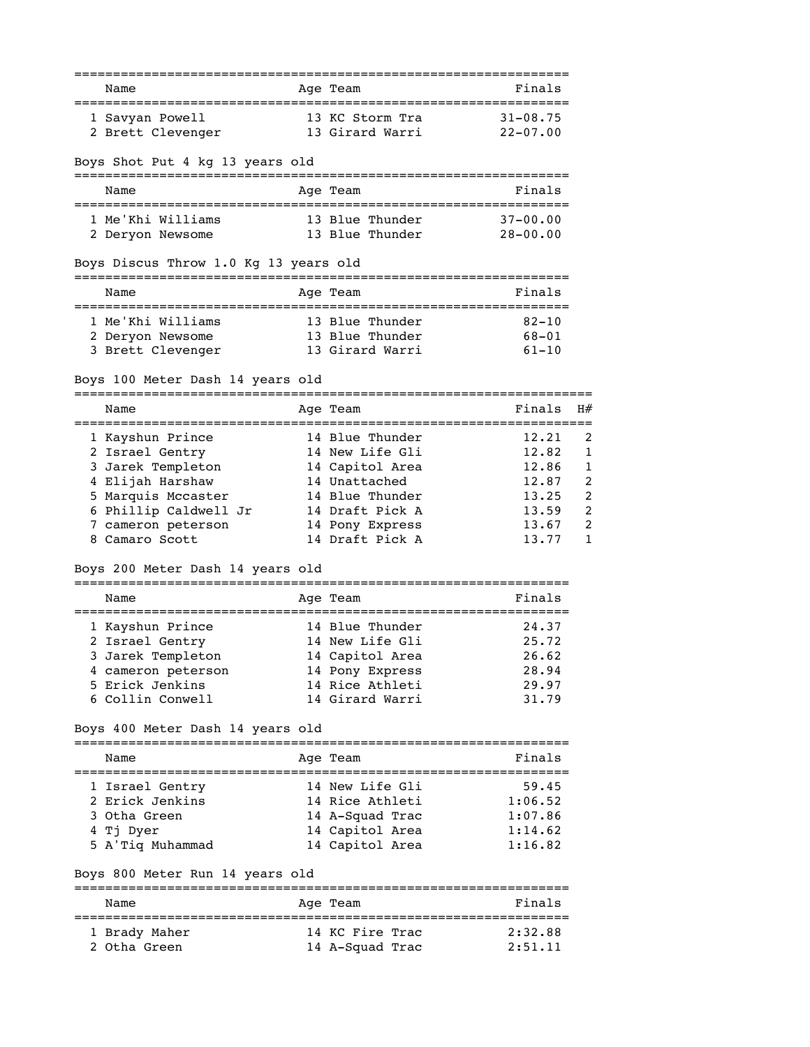| Name | Age | Team | Finals |
|---|---|---|---|
| 1 Savyan Powell | 13 | KC Storm Tra | 31-08.75 |
| 2 Brett Clevenger | 13 | Girard Warri | 22-07.00 |

### Boys Shot Put 4 kg 13 years old

| Name | Age | Team | Finals |
|---|---|---|---|
| 1 Me'Khi Williams | 13 | Blue Thunder | 37-00.00 |
| 2 Deryon Newsome | 13 | Blue Thunder | 28-00.00 |

### Boys Discus Throw 1.0 Kg 13 years old

| Name | Age | Team | Finals |
|---|---|---|---|
| 1 Me'Khi Williams | 13 | Blue Thunder | 82-10 |
| 2 Deryon Newsome | 13 | Blue Thunder | 68-01 |
| 3 Brett Clevenger | 13 | Girard Warri | 61-10 |

### Boys 100 Meter Dash 14 years old

| Name | Age | Team | Finals | H# |
|---|---|---|---|---|
| 1 Kayshun Prince | 14 | Blue Thunder | 12.21 | 2 |
| 2 Israel Gentry | 14 | New Life Gli | 12.82 | 1 |
| 3 Jarek Templeton | 14 | Capitol Area | 12.86 | 1 |
| 4 Elijah Harshaw | 14 | Unattached | 12.87 | 2 |
| 5 Marquis Mccaster | 14 | Blue Thunder | 13.25 | 2 |
| 6 Phillip Caldwell Jr | 14 | Draft Pick A | 13.59 | 2 |
| 7 cameron peterson | 14 | Pony Express | 13.67 | 2 |
| 8 Camaro Scott | 14 | Draft Pick A | 13.77 | 1 |

### Boys 200 Meter Dash 14 years old

| Name | Age | Team | Finals |
|---|---|---|---|
| 1 Kayshun Prince | 14 | Blue Thunder | 24.37 |
| 2 Israel Gentry | 14 | New Life Gli | 25.72 |
| 3 Jarek Templeton | 14 | Capitol Area | 26.62 |
| 4 cameron peterson | 14 | Pony Express | 28.94 |
| 5 Erick Jenkins | 14 | Rice Athleti | 29.97 |
| 6 Collin Conwell | 14 | Girard Warri | 31.79 |

### Boys 400 Meter Dash 14 years old

| Name | Age | Team | Finals |
|---|---|---|---|
| 1 Israel Gentry | 14 | New Life Gli | 59.45 |
| 2 Erick Jenkins | 14 | Rice Athleti | 1:06.52 |
| 3 Otha Green | 14 | A-Squad Trac | 1:07.86 |
| 4 Tj Dyer | 14 | Capitol Area | 1:14.62 |
| 5 A'Tiq Muhammad | 14 | Capitol Area | 1:16.82 |

### Boys 800 Meter Run 14 years old

| Name | Age | Team | Finals |
|---|---|---|---|
| 1 Brady Maher | 14 | KC Fire Trac | 2:32.88 |
| 2 Otha Green | 14 | A-Squad Trac | 2:51.11 |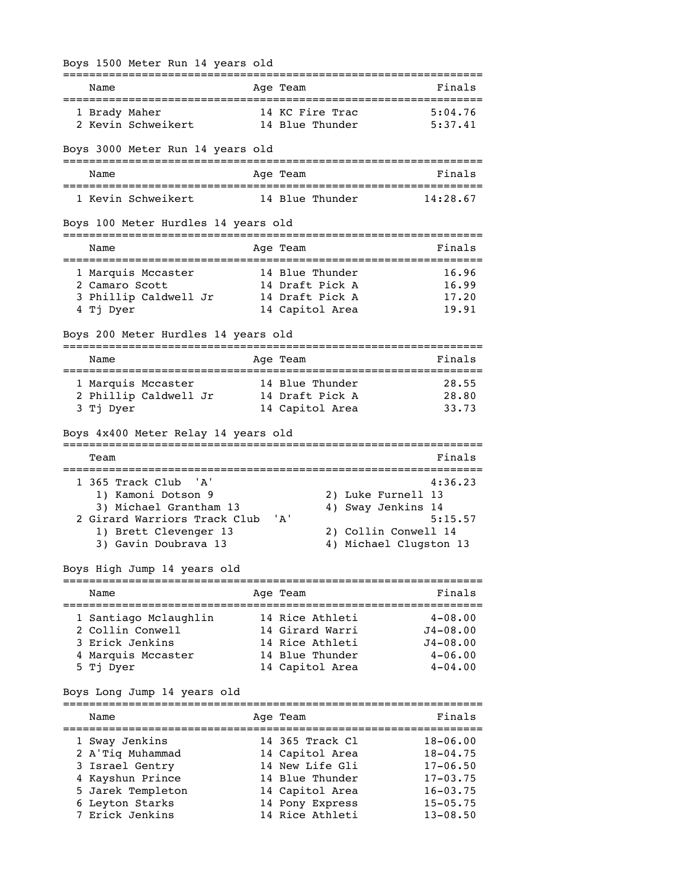## Boys 1500 Meter Run 14 years old

| | Name | Age | Team | Finals |
|---|---|---|---|---|
| 1 | Brady Maher | 14 | KC Fire Trac | 5:04.76 |
| 2 | Kevin Schweikert | 14 | Blue Thunder | 5:37.41 |

## Boys 3000 Meter Run 14 years old

| | Name | Age | Team | Finals |
|---|---|---|---|---|
| 1 | Kevin Schweikert | 14 | Blue Thunder | 14:28.67 |

## Boys 100 Meter Hurdles 14 years old

| | Name | Age | Team | Finals |
|---|---|---|---|---|
| 1 | Marquis Mccaster | 14 | Blue Thunder | 16.96 |
| 2 | Camaro Scott | 14 | Draft Pick A | 16.99 |
| 3 | Phillip Caldwell Jr | 14 | Draft Pick A | 17.20 |
| 4 | Tj Dyer | 14 | Capitol Area | 19.91 |

## Boys 200 Meter Hurdles 14 years old

| | Name | Age | Team | Finals |
|---|---|---|---|---|
| 1 | Marquis Mccaster | 14 | Blue Thunder | 28.55 |
| 2 | Phillip Caldwell Jr | 14 | Draft Pick A | 28.80 |
| 3 | Tj Dyer | 14 | Capitol Area | 33.73 |

## Boys 4x400 Meter Relay 14 years old

| | Team | Finals |
|---|---|---|
| 1 | 365 Track Club 'A' | 4:36.23 |
| | 1) Kamoni Dotson 9; 2) Luke Furnell 13; 3) Michael Grantham 13; 4) Sway Jenkins 14 | |
| 2 | Girard Warriors Track Club 'A' | 5:15.57 |
| | 1) Brett Clevenger 13; 2) Collin Conwell 14; 3) Gavin Doubrava 13; 4) Michael Clugston 13 | |

## Boys High Jump 14 years old

| | Name | Age | Team | Finals |
|---|---|---|---|---|
| 1 | Santiago Mclaughlin | 14 | Rice Athleti | 4-08.00 |
| 2 | Collin Conwell | 14 | Girard Warri | J4-08.00 |
| 3 | Erick Jenkins | 14 | Rice Athleti | J4-08.00 |
| 4 | Marquis Mccaster | 14 | Blue Thunder | 4-06.00 |
| 5 | Tj Dyer | 14 | Capitol Area | 4-04.00 |

## Boys Long Jump 14 years old

| | Name | Age | Team | Finals |
|---|---|---|---|---|
| 1 | Sway Jenkins | 14 | 365 Track Cl | 18-06.00 |
| 2 | A'Tiq Muhammad | 14 | Capitol Area | 18-04.75 |
| 3 | Israel Gentry | 14 | New Life Gli | 17-06.50 |
| 4 | Kayshun Prince | 14 | Blue Thunder | 17-03.75 |
| 5 | Jarek Templeton | 14 | Capitol Area | 16-03.75 |
| 6 | Leyton Starks | 14 | Pony Express | 15-05.75 |
| 7 | Erick Jenkins | 14 | Rice Athleti | 13-08.50 |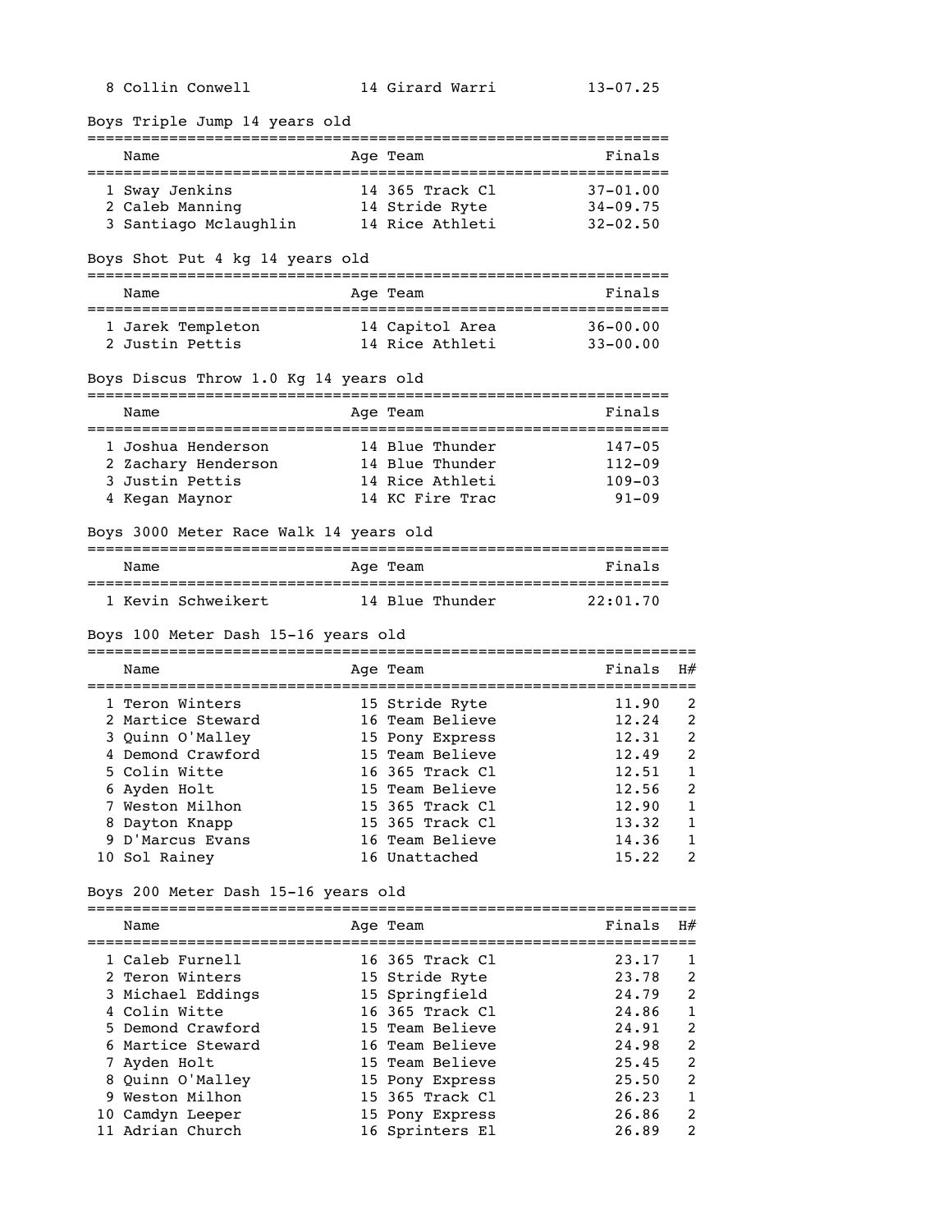| | | | |
|---|---|---|---|
| 8 | Collin Conwell | 14 Girard Warri | 13-07.25 |

### Boys Triple Jump 14 years old

| | Name | Age | Team | Finals |
|---|---|---|---|---|
| 1 | Sway Jenkins | 14 | 365 Track Cl | 37-01.00 |
| 2 | Caleb Manning | 14 | Stride Ryte | 34-09.75 |
| 3 | Santiago Mclaughlin | 14 | Rice Athleti | 32-02.50 |

### Boys Shot Put 4 kg 14 years old

| | Name | Age | Team | Finals |
|---|---|---|---|---|
| 1 | Jarek Templeton | 14 | Capitol Area | 36-00.00 |
| 2 | Justin Pettis | 14 | Rice Athleti | 33-00.00 |

### Boys Discus Throw 1.0 Kg 14 years old

| | Name | Age | Team | Finals |
|---|---|---|---|---|
| 1 | Joshua Henderson | 14 | Blue Thunder | 147-05 |
| 2 | Zachary Henderson | 14 | Blue Thunder | 112-09 |
| 3 | Justin Pettis | 14 | Rice Athleti | 109-03 |
| 4 | Kegan Maynor | 14 | KC Fire Trac | 91-09 |

### Boys 3000 Meter Race Walk 14 years old

| | Name | Age | Team | Finals |
|---|---|---|---|---|
| 1 | Kevin Schweikert | 14 | Blue Thunder | 22:01.70 |

### Boys 100 Meter Dash 15-16 years old

| | Name | Age | Team | Finals | H# |
|---|---|---|---|---|---|
| 1 | Teron Winters | 15 | Stride Ryte | 11.90 | 2 |
| 2 | Martice Steward | 16 | Team Believe | 12.24 | 2 |
| 3 | Quinn O'Malley | 15 | Pony Express | 12.31 | 2 |
| 4 | Demond Crawford | 15 | Team Believe | 12.49 | 2 |
| 5 | Colin Witte | 16 | 365 Track Cl | 12.51 | 1 |
| 6 | Ayden Holt | 15 | Team Believe | 12.56 | 2 |
| 7 | Weston Milhon | 15 | 365 Track Cl | 12.90 | 1 |
| 8 | Dayton Knapp | 15 | 365 Track Cl | 13.32 | 1 |
| 9 | D'Marcus Evans | 16 | Team Believe | 14.36 | 1 |
| 10 | Sol Rainey | 16 | Unattached | 15.22 | 2 |

### Boys 200 Meter Dash 15-16 years old

| | Name | Age | Team | Finals | H# |
|---|---|---|---|---|---|
| 1 | Caleb Furnell | 16 | 365 Track Cl | 23.17 | 1 |
| 2 | Teron Winters | 15 | Stride Ryte | 23.78 | 2 |
| 3 | Michael Eddings | 15 | Springfield | 24.79 | 2 |
| 4 | Colin Witte | 16 | 365 Track Cl | 24.86 | 1 |
| 5 | Demond Crawford | 15 | Team Believe | 24.91 | 2 |
| 6 | Martice Steward | 16 | Team Believe | 24.98 | 2 |
| 7 | Ayden Holt | 15 | Team Believe | 25.45 | 2 |
| 8 | Quinn O'Malley | 15 | Pony Express | 25.50 | 2 |
| 9 | Weston Milhon | 15 | 365 Track Cl | 26.23 | 1 |
| 10 | Camdyn Leeper | 15 | Pony Express | 26.86 | 2 |
| 11 | Adrian Church | 16 | Sprinters El | 26.89 | 2 |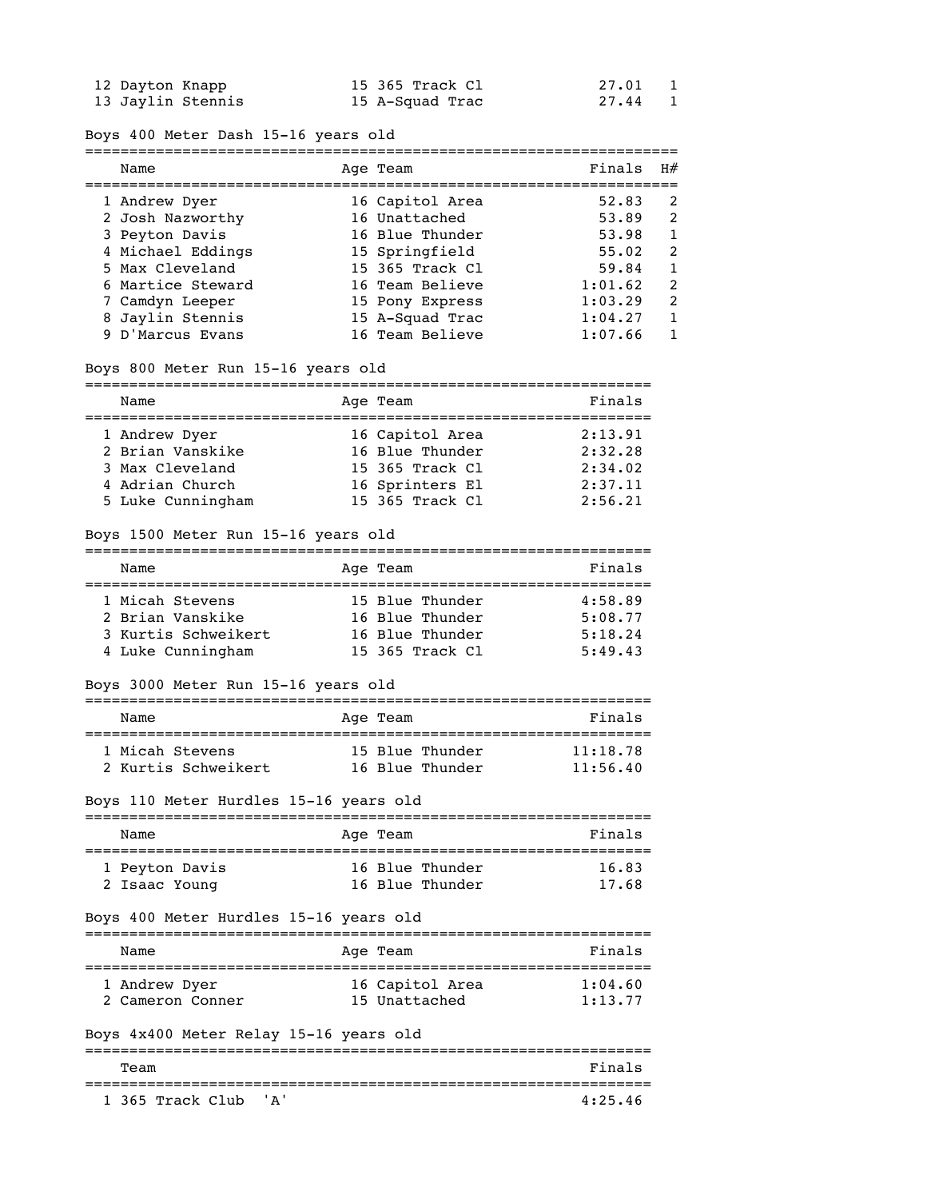| | | | | |
|---|---|---|---|---|
| 12 | Dayton Knapp | 15 365 Track Cl | 27.01 | 1 |
| 13 | Jaylin Stennis | 15 A-Squad Trac | 27.44 | 1 |

## Boys 400 Meter Dash 15-16 years old

| | Name | Age Team | Finals | H# |
|---|---|---|---|---|
| 1 | Andrew Dyer | 16 Capitol Area | 52.83 | 2 |
| 2 | Josh Nazworthy | 16 Unattached | 53.89 | 2 |
| 3 | Peyton Davis | 16 Blue Thunder | 53.98 | 1 |
| 4 | Michael Eddings | 15 Springfield | 55.02 | 2 |
| 5 | Max Cleveland | 15 365 Track Cl | 59.84 | 1 |
| 6 | Martice Steward | 16 Team Believe | 1:01.62 | 2 |
| 7 | Camdyn Leeper | 15 Pony Express | 1:03.29 | 2 |
| 8 | Jaylin Stennis | 15 A-Squad Trac | 1:04.27 | 1 |
| 9 | D'Marcus Evans | 16 Team Believe | 1:07.66 | 1 |

## Boys 800 Meter Run 15-16 years old

| | Name | Age Team | Finals |
|---|---|---|---|
| 1 | Andrew Dyer | 16 Capitol Area | 2:13.91 |
| 2 | Brian Vanskike | 16 Blue Thunder | 2:32.28 |
| 3 | Max Cleveland | 15 365 Track Cl | 2:34.02 |
| 4 | Adrian Church | 16 Sprinters El | 2:37.11 |
| 5 | Luke Cunningham | 15 365 Track Cl | 2:56.21 |

## Boys 1500 Meter Run 15-16 years old

| | Name | Age Team | Finals |
|---|---|---|---|
| 1 | Micah Stevens | 15 Blue Thunder | 4:58.89 |
| 2 | Brian Vanskike | 16 Blue Thunder | 5:08.77 |
| 3 | Kurtis Schweikert | 16 Blue Thunder | 5:18.24 |
| 4 | Luke Cunningham | 15 365 Track Cl | 5:49.43 |

## Boys 3000 Meter Run 15-16 years old

| | Name | Age Team | Finals |
|---|---|---|---|
| 1 | Micah Stevens | 15 Blue Thunder | 11:18.78 |
| 2 | Kurtis Schweikert | 16 Blue Thunder | 11:56.40 |

## Boys 110 Meter Hurdles 15-16 years old

| | Name | Age Team | Finals |
|---|---|---|---|
| 1 | Peyton Davis | 16 Blue Thunder | 16.83 |
| 2 | Isaac Young | 16 Blue Thunder | 17.68 |

## Boys 400 Meter Hurdles 15-16 years old

| | Name | Age Team | Finals |
|---|---|---|---|
| 1 | Andrew Dyer | 16 Capitol Area | 1:04.60 |
| 2 | Cameron Conner | 15 Unattached | 1:13.77 |

## Boys 4x400 Meter Relay 15-16 years old

| | Team | Finals |
|---|---|---|
| 1 | 365 Track Club 'A' | 4:25.46 |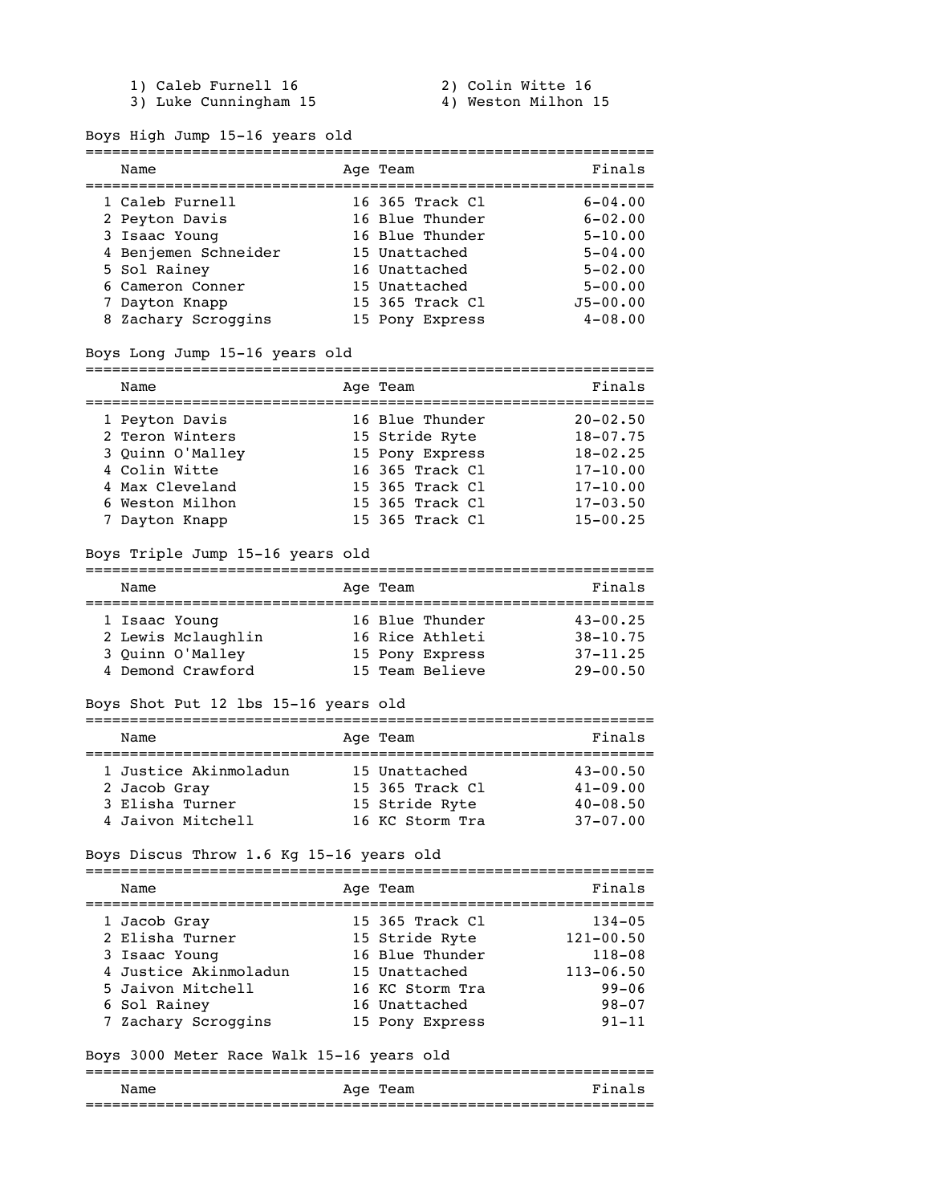1) Caleb Furnell 16
2) Colin Witte 16
3) Luke Cunningham 15
4) Weston Milhon 15

## Boys High Jump 15-16 years old

| | Name | Age | Team | Finals |
|---|---|---|---|---|
| 1 | Caleb Furnell | 16 | 365 Track Cl | 6-04.00 |
| 2 | Peyton Davis | 16 | Blue Thunder | 6-02.00 |
| 3 | Isaac Young | 16 | Blue Thunder | 5-10.00 |
| 4 | Benjemen Schneider | 15 | Unattached | 5-04.00 |
| 5 | Sol Rainey | 16 | Unattached | 5-02.00 |
| 6 | Cameron Conner | 15 | Unattached | 5-00.00 |
| 7 | Dayton Knapp | 15 | 365 Track Cl | J5-00.00 |
| 8 | Zachary Scroggins | 15 | Pony Express | 4-08.00 |

## Boys Long Jump 15-16 years old

| | Name | Age | Team | Finals |
|---|---|---|---|---|
| 1 | Peyton Davis | 16 | Blue Thunder | 20-02.50 |
| 2 | Teron Winters | 15 | Stride Ryte | 18-07.75 |
| 3 | Quinn O'Malley | 15 | Pony Express | 18-02.25 |
| 4 | Colin Witte | 16 | 365 Track Cl | 17-10.00 |
| 4 | Max Cleveland | 15 | 365 Track Cl | 17-10.00 |
| 6 | Weston Milhon | 15 | 365 Track Cl | 17-03.50 |
| 7 | Dayton Knapp | 15 | 365 Track Cl | 15-00.25 |

## Boys Triple Jump 15-16 years old

| | Name | Age | Team | Finals |
|---|---|---|---|---|
| 1 | Isaac Young | 16 | Blue Thunder | 43-00.25 |
| 2 | Lewis Mclaughlin | 16 | Rice Athleti | 38-10.75 |
| 3 | Quinn O'Malley | 15 | Pony Express | 37-11.25 |
| 4 | Demond Crawford | 15 | Team Believe | 29-00.50 |

## Boys Shot Put 12 lbs 15-16 years old

| | Name | Age | Team | Finals |
|---|---|---|---|---|
| 1 | Justice Akinmoladun | 15 | Unattached | 43-00.50 |
| 2 | Jacob Gray | 15 | 365 Track Cl | 41-09.00 |
| 3 | Elisha Turner | 15 | Stride Ryte | 40-08.50 |
| 4 | Jaivon Mitchell | 16 | KC Storm Tra | 37-07.00 |

## Boys Discus Throw 1.6 Kg 15-16 years old

| | Name | Age | Team | Finals |
|---|---|---|---|---|
| 1 | Jacob Gray | 15 | 365 Track Cl | 134-05 |
| 2 | Elisha Turner | 15 | Stride Ryte | 121-00.50 |
| 3 | Isaac Young | 16 | Blue Thunder | 118-08 |
| 4 | Justice Akinmoladun | 15 | Unattached | 113-06.50 |
| 5 | Jaivon Mitchell | 16 | KC Storm Tra | 99-06 |
| 6 | Sol Rainey | 16 | Unattached | 98-07 |
| 7 | Zachary Scroggins | 15 | Pony Express | 91-11 |

## Boys 3000 Meter Race Walk 15-16 years old

| Name | Age | Team | Finals |
|---|---|---|---|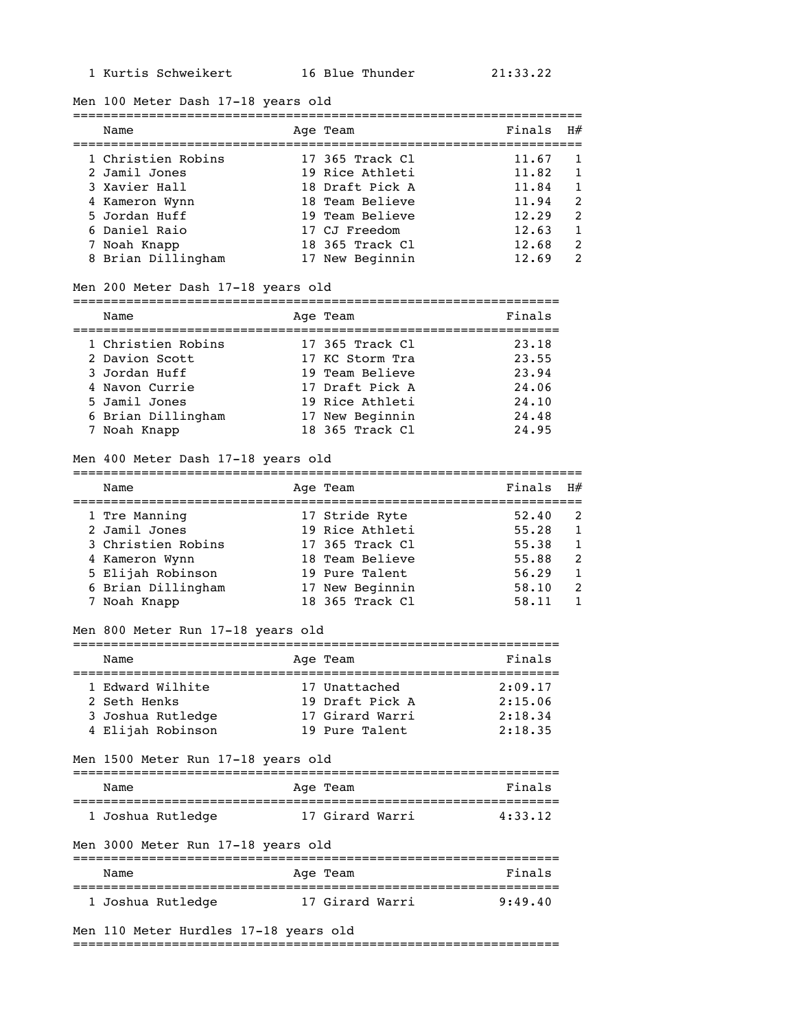| | | | | |
|---|---|---|---|---|
| 1 | Kurtis Schweikert | 16 | Blue Thunder | 21:33.22 |

## Men 100 Meter Dash 17-18 years old

| | Name | Age | Team | Finals | H# |
|---|---|---|---|---|---|
| 1 | Christien Robins | 17 | 365 Track Cl | 11.67 | 1 |
| 2 | Jamil Jones | 19 | Rice Athleti | 11.82 | 1 |
| 3 | Xavier Hall | 18 | Draft Pick A | 11.84 | 1 |
| 4 | Kameron Wynn | 18 | Team Believe | 11.94 | 2 |
| 5 | Jordan Huff | 19 | Team Believe | 12.29 | 2 |
| 6 | Daniel Raio | 17 | CJ Freedom | 12.63 | 1 |
| 7 | Noah Knapp | 18 | 365 Track Cl | 12.68 | 2 |
| 8 | Brian Dillingham | 17 | New Beginnin | 12.69 | 2 |

## Men 200 Meter Dash 17-18 years old

| | Name | Age | Team | Finals |
|---|---|---|---|---|
| 1 | Christien Robins | 17 | 365 Track Cl | 23.18 |
| 2 | Davion Scott | 17 | KC Storm Tra | 23.55 |
| 3 | Jordan Huff | 19 | Team Believe | 23.94 |
| 4 | Navon Currie | 17 | Draft Pick A | 24.06 |
| 5 | Jamil Jones | 19 | Rice Athleti | 24.10 |
| 6 | Brian Dillingham | 17 | New Beginnin | 24.48 |
| 7 | Noah Knapp | 18 | 365 Track Cl | 24.95 |

## Men 400 Meter Dash 17-18 years old

| | Name | Age | Team | Finals | H# |
|---|---|---|---|---|---|
| 1 | Tre Manning | 17 | Stride Ryte | 52.40 | 2 |
| 2 | Jamil Jones | 19 | Rice Athleti | 55.28 | 1 |
| 3 | Christien Robins | 17 | 365 Track Cl | 55.38 | 1 |
| 4 | Kameron Wynn | 18 | Team Believe | 55.88 | 2 |
| 5 | Elijah Robinson | 19 | Pure Talent | 56.29 | 1 |
| 6 | Brian Dillingham | 17 | New Beginnin | 58.10 | 2 |
| 7 | Noah Knapp | 18 | 365 Track Cl | 58.11 | 1 |

## Men 800 Meter Run 17-18 years old

| | Name | Age | Team | Finals |
|---|---|---|---|---|
| 1 | Edward Wilhite | 17 | Unattached | 2:09.17 |
| 2 | Seth Henks | 19 | Draft Pick A | 2:15.06 |
| 3 | Joshua Rutledge | 17 | Girard Warri | 2:18.34 |
| 4 | Elijah Robinson | 19 | Pure Talent | 2:18.35 |

## Men 1500 Meter Run 17-18 years old

| | Name | Age | Team | Finals |
|---|---|---|---|---|
| 1 | Joshua Rutledge | 17 | Girard Warri | 4:33.12 |

## Men 3000 Meter Run 17-18 years old

| | Name | Age | Team | Finals |
|---|---|---|---|---|
| 1 | Joshua Rutledge | 17 | Girard Warri | 9:49.40 |

## Men 110 Meter Hurdles 17-18 years old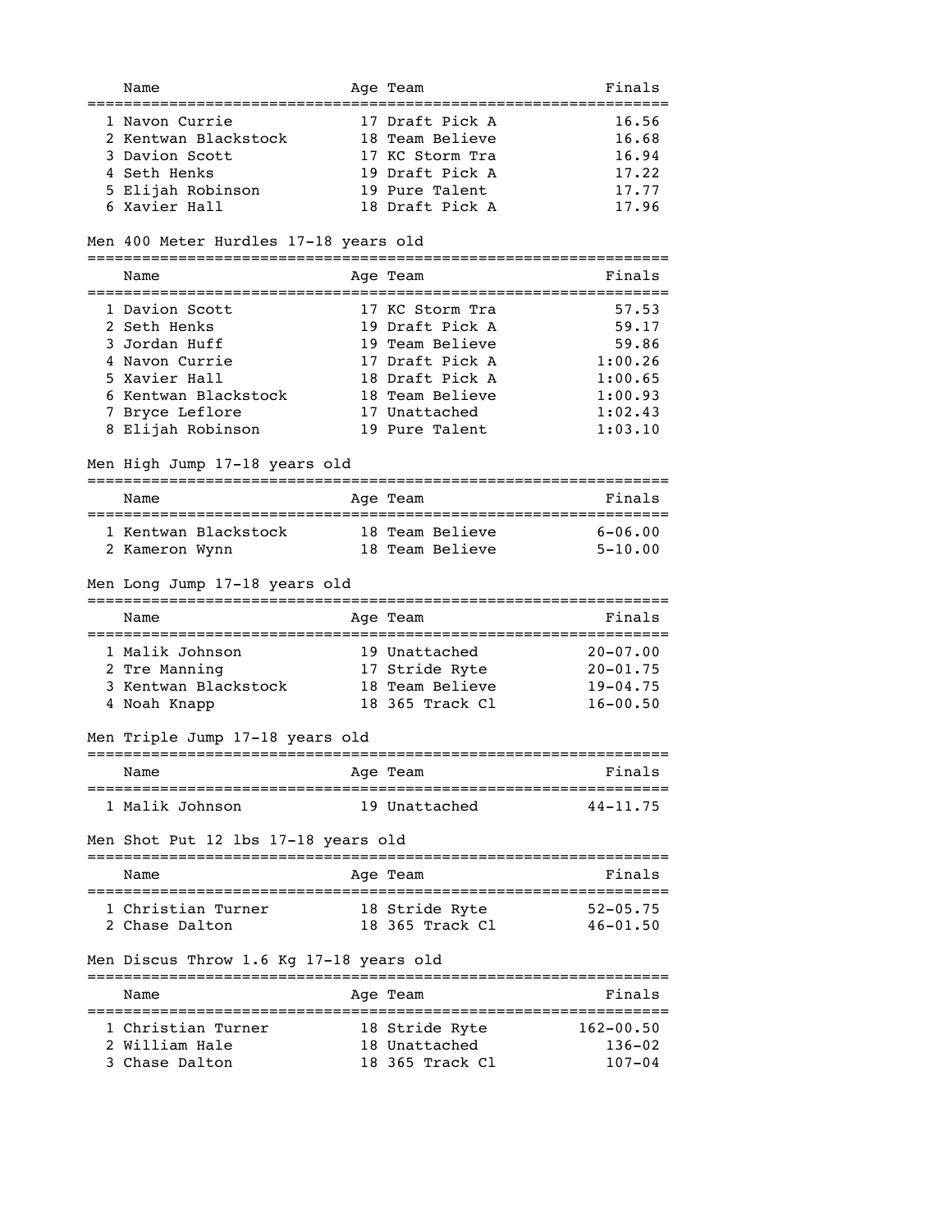| | Name | Age | Team | Finals |
|---|---|---|---|---|
| 1 | Navon Currie | 17 | Draft Pick A | 16.56 |
| 2 | Kentwan Blackstock | 18 | Team Believe | 16.68 |
| 3 | Davion Scott | 17 | KC Storm Tra | 16.94 |
| 4 | Seth Henks | 19 | Draft Pick A | 17.22 |
| 5 | Elijah Robinson | 19 | Pure Talent | 17.77 |
| 6 | Xavier Hall | 18 | Draft Pick A | 17.96 |

## Men 400 Meter Hurdles 17-18 years old

| | Name | Age | Team | Finals |
|---|---|---|---|---|
| 1 | Davion Scott | 17 | KC Storm Tra | 57.53 |
| 2 | Seth Henks | 19 | Draft Pick A | 59.17 |
| 3 | Jordan Huff | 19 | Team Believe | 59.86 |
| 4 | Navon Currie | 17 | Draft Pick A | 1:00.26 |
| 5 | Xavier Hall | 18 | Draft Pick A | 1:00.65 |
| 6 | Kentwan Blackstock | 18 | Team Believe | 1:00.93 |
| 7 | Bryce Leflore | 17 | Unattached | 1:02.43 |
| 8 | Elijah Robinson | 19 | Pure Talent | 1:03.10 |

## Men High Jump 17-18 years old

| | Name | Age | Team | Finals |
|---|---|---|---|---|
| 1 | Kentwan Blackstock | 18 | Team Believe | 6-06.00 |
| 2 | Kameron Wynn | 18 | Team Believe | 5-10.00 |

## Men Long Jump 17-18 years old

| | Name | Age | Team | Finals |
|---|---|---|---|---|
| 1 | Malik Johnson | 19 | Unattached | 20-07.00 |
| 2 | Tre Manning | 17 | Stride Ryte | 20-01.75 |
| 3 | Kentwan Blackstock | 18 | Team Believe | 19-04.75 |
| 4 | Noah Knapp | 18 | 365 Track Cl | 16-00.50 |

## Men Triple Jump 17-18 years old

| | Name | Age | Team | Finals |
|---|---|---|---|---|
| 1 | Malik Johnson | 19 | Unattached | 44-11.75 |

## Men Shot Put 12 lbs 17-18 years old

| | Name | Age | Team | Finals |
|---|---|---|---|---|
| 1 | Christian Turner | 18 | Stride Ryte | 52-05.75 |
| 2 | Chase Dalton | 18 | 365 Track Cl | 46-01.50 |

## Men Discus Throw 1.6 Kg 17-18 years old

| | Name | Age | Team | Finals |
|---|---|---|---|---|
| 1 | Christian Turner | 18 | Stride Ryte | 162-00.50 |
| 2 | William Hale | 18 | Unattached | 136-02 |
| 3 | Chase Dalton | 18 | 365 Track Cl | 107-04 |